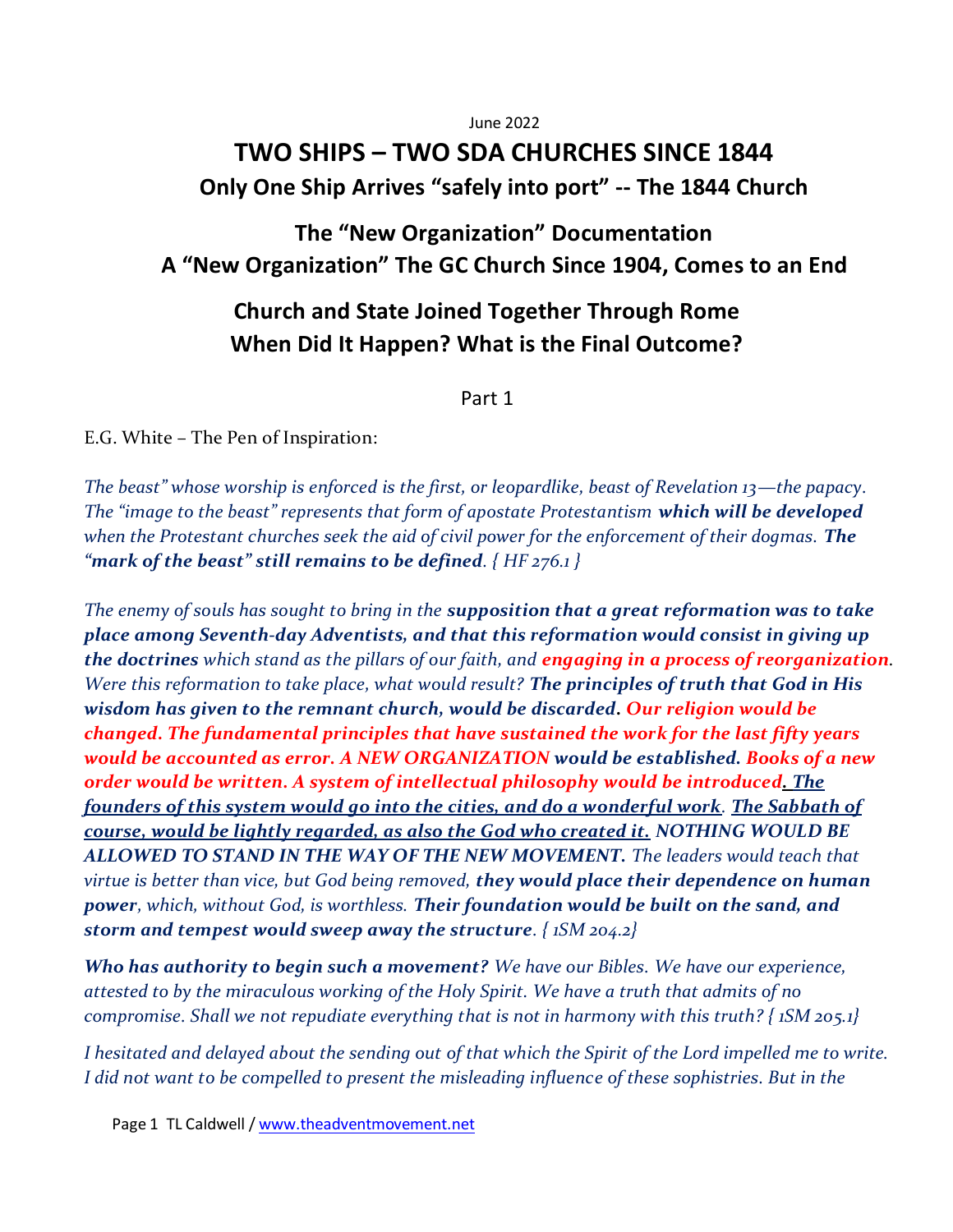June 2022

# TWO SHIPS – TWO SDA CHURCHES SINCE 1844

### Only One Ship Arrives "safely into port" -- The 1844 Church

## The "New Organization" Documentation

## A "New Organization" The GC Church Since 1904, Comes to an End

## Church and State Joined Together Through Rome

## When Did It Happen? What is the Final Outcome?

Part 1

E.G. White – The Pen of Inspiration:

*The beast" whose worship is enforced is the first, or leopardlike, beast of Revelation 13—the papacy. The "image to the beast" represents that form of apostate Protestantism **which will be developed** when the Protestant churches seek the aid of civil power for the enforcement of their dogmas. **The "mark of the beast" still remains to be defined**. { HF 276.1 }*

*The enemy of souls has sought to bring in the **supposition that a great reformation was to take place among Seventh-day Adventists, and that this reformation would consist in giving up the doctrines** which stand as the pillars of our faith, and **engaging in a process of reorganization**. Were this reformation to take place, what would result? **The principles of truth that God in His wisdom has given to the remnant church, would be discarded. Our religion would be changed. The fundamental principles that have sustained the work for the last fifty years would be accounted as error. A NEW ORGANIZATION would be established. Books of a new order would be written. A system of intellectual philosophy would be introduced. <u>The founders of this system would go into the cities, and do a wonderful work</u>**. **<u>The Sabbath of course, would be lightly regarded, as also the God who created it.</u> NOTHING WOULD BE ALLOWED TO STAND IN THE WAY OF THE NEW MOVEMENT.** The leaders would teach that virtue is better than vice, but God being removed, **they would place their dependence on human power**, which, without God, is worthless. **Their foundation would be built on the sand, and storm and tempest would sweep away the structure**. { 1SM 204.2}*

***Who has authority to begin such a movement?** We have our Bibles. We have our experience, attested to by the miraculous working of the Holy Spirit. We have a truth that admits of no compromise. Shall we not repudiate everything that is not in harmony with this truth? { 1SM 205.1}*

*I hesitated and delayed about the sending out of that which the Spirit of the Lord impelled me to write. I did not want to be compelled to present the misleading influence of these sophistries. But in the*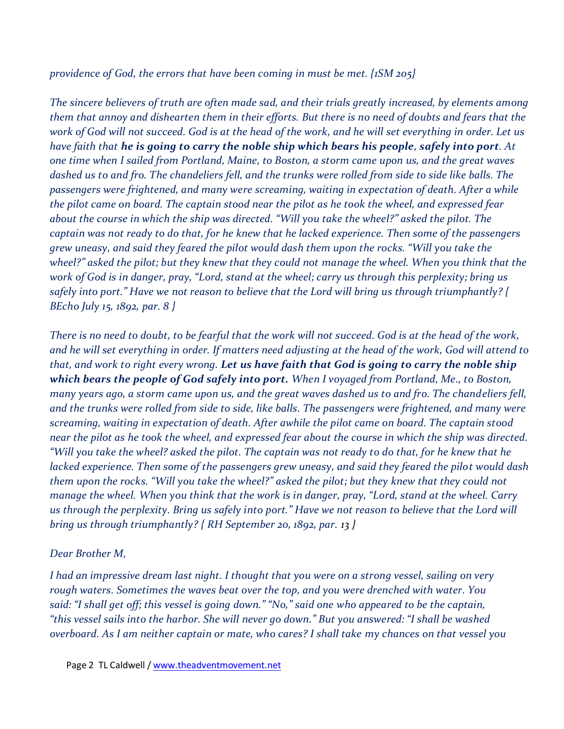*providence of God, the errors that have been coming in must be met. {1SM 205}*

*The sincere believers of truth are often made sad, and their trials greatly increased, by elements among them that annoy and dishearten them in their efforts. But there is no need of doubts and fears that the work of God will not succeed. God is at the head of the work, and he will set everything in order. Let us have faith that* ***he is going to carry the noble ship which bears his people, safely into port****. At one time when I sailed from Portland, Maine, to Boston, a storm came upon us, and the great waves dashed us to and fro. The chandeliers fell, and the trunks were rolled from side to side like balls. The passengers were frightened, and many were screaming, waiting in expectation of death. After a while the pilot came on board. The captain stood near the pilot as he took the wheel, and expressed fear about the course in which the ship was directed. "Will you take the wheel?" asked the pilot. The captain was not ready to do that, for he knew that he lacked experience. Then some of the passengers grew uneasy, and said they feared the pilot would dash them upon the rocks. "Will you take the wheel?" asked the pilot; but they knew that they could not manage the wheel. When you think that the work of God is in danger, pray, "Lord, stand at the wheel; carry us through this perplexity; bring us safely into port." Have we not reason to believe that the Lord will bring us through triumphantly? { BEcho July 15, 1892, par. 8 }*

*There is no need to doubt, to be fearful that the work will not succeed. God is at the head of the work, and he will set everything in order. If matters need adjusting at the head of the work, God will attend to that, and work to right every wrong.* ***Let us have faith that God is going to carry the noble ship which bears the people of God safely into port.*** *When I voyaged from Portland, Me., to Boston, many years ago, a storm came upon us, and the great waves dashed us to and fro. The chandeliers fell, and the trunks were rolled from side to side, like balls. The passengers were frightened, and many were screaming, waiting in expectation of death. After awhile the pilot came on board. The captain stood near the pilot as he took the wheel, and expressed fear about the course in which the ship was directed. "Will you take the wheel? asked the pilot. The captain was not ready to do that, for he knew that he lacked experience. Then some of the passengers grew uneasy, and said they feared the pilot would dash them upon the rocks. "Will you take the wheel?" asked the pilot; but they knew that they could not manage the wheel. When you think that the work is in danger, pray, "Lord, stand at the wheel. Carry us through the perplexity. Bring us safely into port." Have we not reason to believe that the Lord will bring us through triumphantly? { RH September 20, 1892, par. 13 }*

*Dear Brother M,*

*I had an impressive dream last night. I thought that you were on a strong vessel, sailing on very rough waters. Sometimes the waves beat over the top, and you were drenched with water. You said: "I shall get off; this vessel is going down." "No," said one who appeared to be the captain, "this vessel sails into the harbor. She will never go down." But you answered: "I shall be washed overboard. As I am neither captain or mate, who cares? I shall take my chances on that vessel you*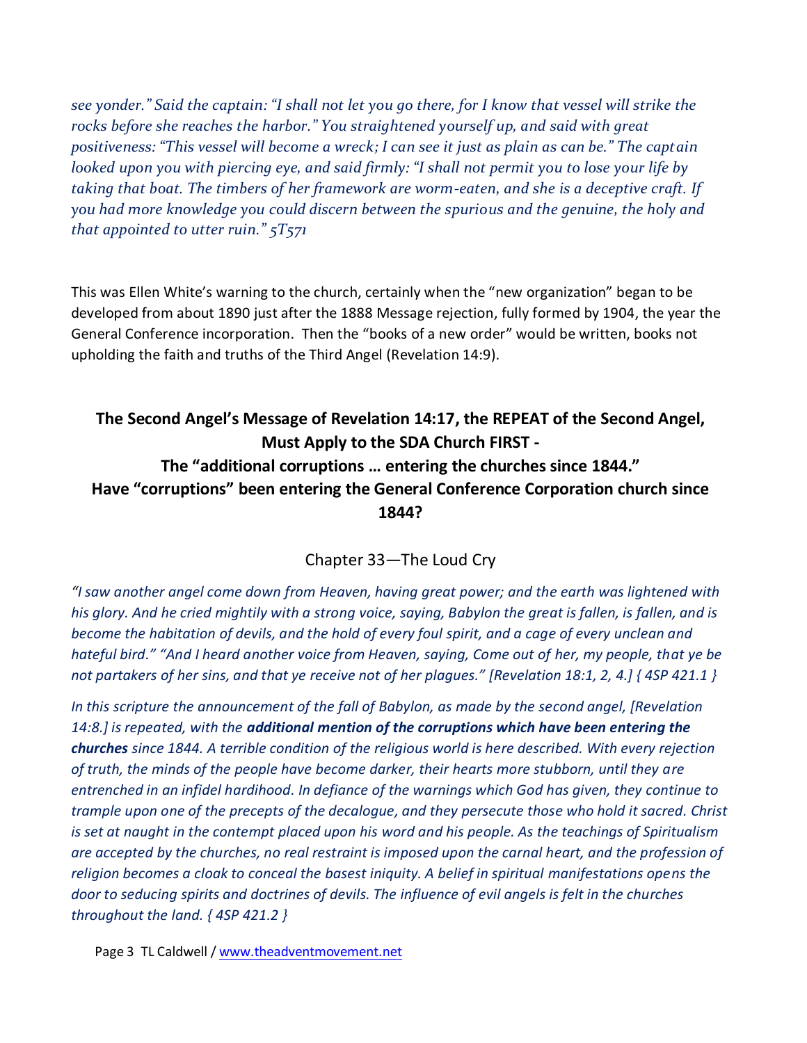*see yonder." Said the captain: "I shall not let you go there, for I know that vessel will strike the rocks before she reaches the harbor." You straightened yourself up, and said with great positiveness: "This vessel will become a wreck; I can see it just as plain as can be." The captain looked upon you with piercing eye, and said firmly: "I shall not permit you to lose your life by taking that boat. The timbers of her framework are worm-eaten, and she is a deceptive craft. If you had more knowledge you could discern between the spurious and the genuine, the holy and that appointed to utter ruin." 5T571*

This was Ellen White's warning to the church, certainly when the "new organization" began to be developed from about 1890 just after the 1888 Message rejection, fully formed by 1904, the year the General Conference incorporation. Then the "books of a new order" would be written, books not upholding the faith and truths of the Third Angel (Revelation 14:9).

## The Second Angel's Message of Revelation 14:17, the REPEAT of the Second Angel, Must Apply to the SDA Church FIRST - The "additional corruptions … entering the churches since 1844." Have "corruptions" been entering the General Conference Corporation church since 1844?

### Chapter 33—The Loud Cry

*"I saw another angel come down from Heaven, having great power; and the earth was lightened with his glory. And he cried mightily with a strong voice, saying, Babylon the great is fallen, is fallen, and is become the habitation of devils, and the hold of every foul spirit, and a cage of every unclean and hateful bird." "And I heard another voice from Heaven, saying, Come out of her, my people, that ye be not partakers of her sins, and that ye receive not of her plagues." [Revelation 18:1, 2, 4.] { 4SP 421.1 }*

*In this scripture the announcement of the fall of Babylon, as made by the second angel, [Revelation 14:8.] is repeated, with the **additional mention of the corruptions which have been entering the churches** since 1844. A terrible condition of the religious world is here described. With every rejection of truth, the minds of the people have become darker, their hearts more stubborn, until they are entrenched in an infidel hardihood. In defiance of the warnings which God has given, they continue to trample upon one of the precepts of the decalogue, and they persecute those who hold it sacred. Christ is set at naught in the contempt placed upon his word and his people. As the teachings of Spiritualism are accepted by the churches, no real restraint is imposed upon the carnal heart, and the profession of religion becomes a cloak to conceal the basest iniquity. A belief in spiritual manifestations opens the door to seducing spirits and doctrines of devils. The influence of evil angels is felt in the churches throughout the land. { 4SP 421.2 }*

Page 3 TL Caldwell / www.theadventmovement.net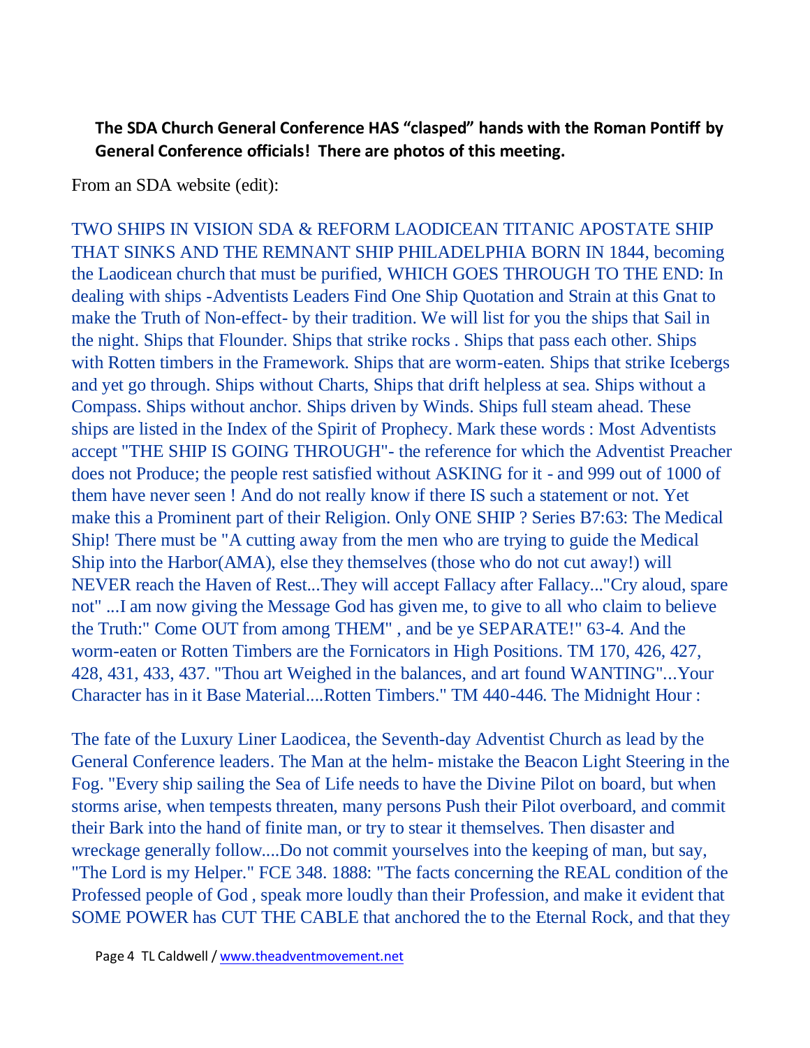**The SDA Church General Conference HAS "clasped" hands with the Roman Pontiff by General Conference officials! There are photos of this meeting.**

From an SDA website (edit):

TWO SHIPS IN VISION SDA & REFORM LAODICEAN TITANIC APOSTATE SHIP THAT SINKS AND THE REMNANT SHIP PHILADELPHIA BORN IN 1844, becoming the Laodicean church that must be purified, WHICH GOES THROUGH TO THE END: In dealing with ships -Adventists Leaders Find One Ship Quotation and Strain at this Gnat to make the Truth of Non-effect- by their tradition. We will list for you the ships that Sail in the night. Ships that Flounder. Ships that strike rocks . Ships that pass each other. Ships with Rotten timbers in the Framework. Ships that are worm-eaten. Ships that strike Icebergs and yet go through. Ships without Charts, Ships that drift helpless at sea. Ships without a Compass. Ships without anchor. Ships driven by Winds. Ships full steam ahead. These ships are listed in the Index of the Spirit of Prophecy. Mark these words : Most Adventists accept "THE SHIP IS GOING THROUGH"- the reference for which the Adventist Preacher does not Produce; the people rest satisfied without ASKING for it - and 999 out of 1000 of them have never seen ! And do not really know if there IS such a statement or not. Yet make this a Prominent part of their Religion. Only ONE SHIP ? Series B7:63: The Medical Ship! There must be "A cutting away from the men who are trying to guide the Medical Ship into the Harbor(AMA), else they themselves (those who do not cut away!) will NEVER reach the Haven of Rest...They will accept Fallacy after Fallacy..."Cry aloud, spare not" ...I am now giving the Message God has given me, to give to all who claim to believe the Truth:" Come OUT from among THEM" , and be ye SEPARATE!" 63-4. And the worm-eaten or Rotten Timbers are the Fornicators in High Positions. TM 170, 426, 427, 428, 431, 433, 437. "Thou art Weighed in the balances, and art found WANTING"...Your Character has in it Base Material....Rotten Timbers." TM 440-446. The Midnight Hour :

The fate of the Luxury Liner Laodicea, the Seventh-day Adventist Church as lead by the General Conference leaders. The Man at the helm- mistake the Beacon Light Steering in the Fog. "Every ship sailing the Sea of Life needs to have the Divine Pilot on board, but when storms arise, when tempests threaten, many persons Push their Pilot overboard, and commit their Bark into the hand of finite man, or try to stear it themselves. Then disaster and wreckage generally follow....Do not commit yourselves into the keeping of man, but say, "The Lord is my Helper." FCE 348. 1888: "The facts concerning the REAL condition of the Professed people of God , speak more loudly than their Profession, and make it evident that SOME POWER has CUT THE CABLE that anchored the to the Eternal Rock, and that they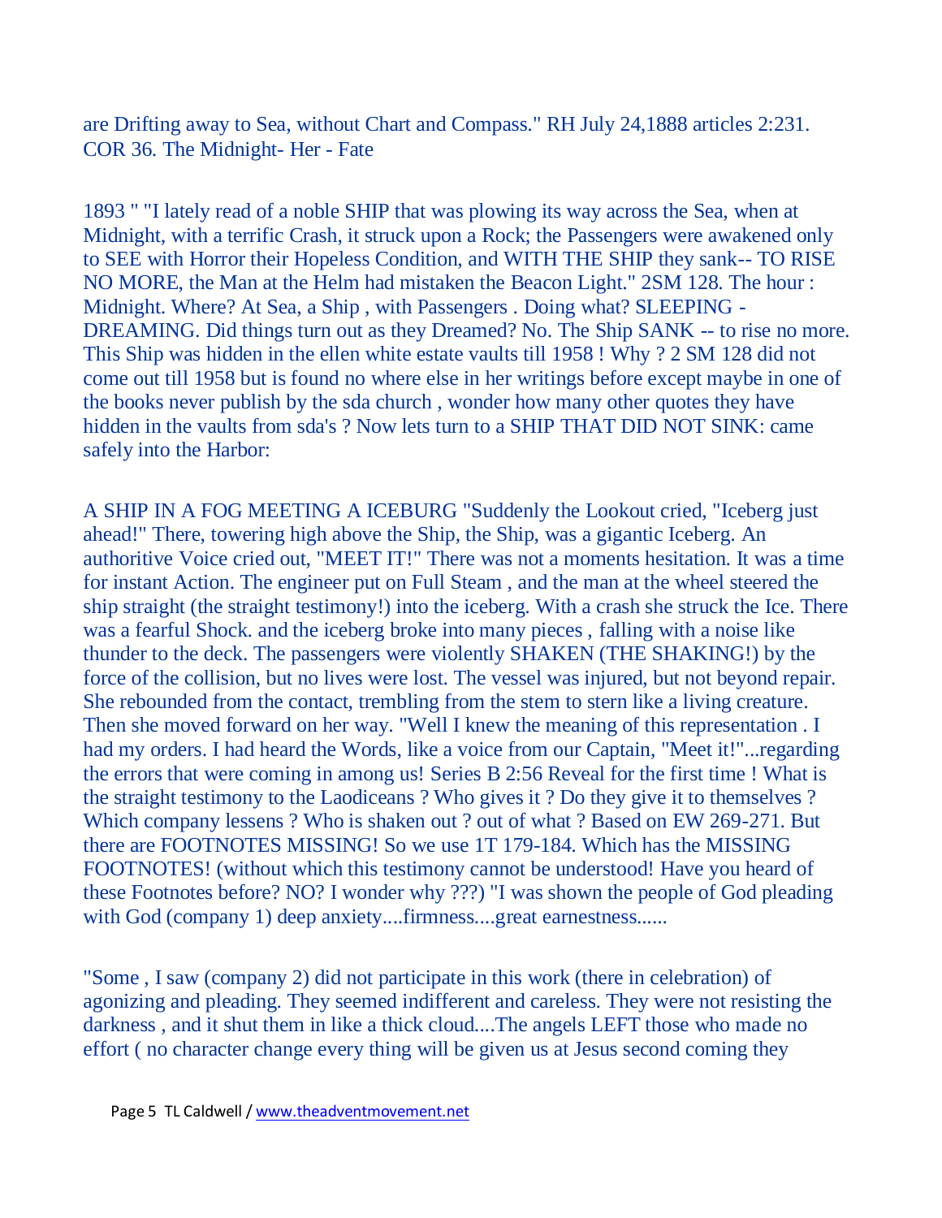are Drifting away to Sea, without Chart and Compass." RH July 24,1888 articles 2:231. COR 36. The Midnight- Her - Fate

1893 " "I lately read of a noble SHIP that was plowing its way across the Sea, when at Midnight, with a terrific Crash, it struck upon a Rock; the Passengers were awakened only to SEE with Horror their Hopeless Condition, and WITH THE SHIP they sank-- TO RISE NO MORE, the Man at the Helm had mistaken the Beacon Light." 2SM 128. The hour : Midnight. Where? At Sea, a Ship , with Passengers . Doing what? SLEEPING - DREAMING. Did things turn out as they Dreamed? No. The Ship SANK -- to rise no more. This Ship was hidden in the ellen white estate vaults till 1958 ! Why ? 2 SM 128 did not come out till 1958 but is found no where else in her writings before except maybe in one of the books never publish by the sda church , wonder how many other quotes they have hidden in the vaults from sda's ? Now lets turn to a SHIP THAT DID NOT SINK: came safely into the Harbor:

A SHIP IN A FOG MEETING A ICEBURG "Suddenly the Lookout cried, "Iceberg just ahead!" There, towering high above the Ship, the Ship, was a gigantic Iceberg. An authoritive Voice cried out, "MEET IT!" There was not a moments hesitation. It was a time for instant Action. The engineer put on Full Steam , and the man at the wheel steered the ship straight (the straight testimony!) into the iceberg. With a crash she struck the Ice. There was a fearful Shock. and the iceberg broke into many pieces , falling with a noise like thunder to the deck. The passengers were violently SHAKEN (THE SHAKING!) by the force of the collision, but no lives were lost. The vessel was injured, but not beyond repair. She rebounded from the contact, trembling from the stem to stern like a living creature. Then she moved forward on her way. "Well I knew the meaning of this representation . I had my orders. I had heard the Words, like a voice from our Captain, "Meet it!"...regarding the errors that were coming in among us! Series B 2:56 Reveal for the first time ! What is the straight testimony to the Laodiceans ? Who gives it ? Do they give it to themselves ? Which company lessens ? Who is shaken out ? out of what ? Based on EW 269-271. But there are FOOTNOTES MISSING! So we use 1T 179-184. Which has the MISSING FOOTNOTES! (without which this testimony cannot be understood! Have you heard of these Footnotes before? NO? I wonder why ???) "I was shown the people of God pleading with God (company 1) deep anxiety....firmness....great earnestness......

"Some , I saw (company 2) did not participate in this work (there in celebration) of agonizing and pleading. They seemed indifferent and careless. They were not resisting the darkness , and it shut them in like a thick cloud....The angels LEFT those who made no effort ( no character change every thing will be given us at Jesus second coming they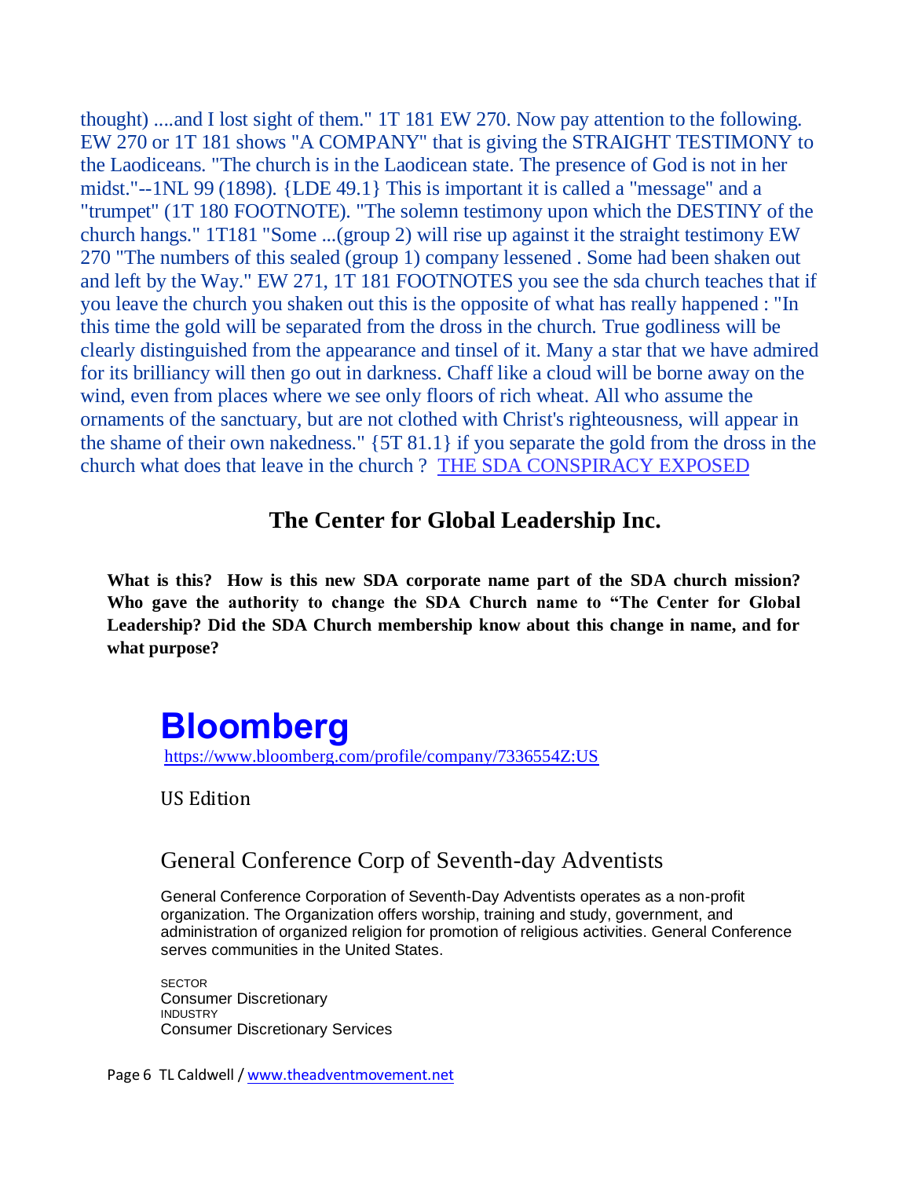thought) ....and I lost sight of them." 1T 181 EW 270. Now pay attention to the following. EW 270 or 1T 181 shows "A COMPANY" that is giving the STRAIGHT TESTIMONY to the Laodiceans. "The church is in the Laodicean state. The presence of God is not in her midst."--1NL 99 (1898). {LDE 49.1} This is important it is called a "message" and a "trumpet" (1T 180 FOOTNOTE). "The solemn testimony upon which the DESTINY of the church hangs." 1T181 "Some ...(group 2) will rise up against it the straight testimony EW 270 "The numbers of this sealed (group 1) company lessened . Some had been shaken out and left by the Way." EW 271, 1T 181 FOOTNOTES you see the sda church teaches that if you leave the church you shaken out this is the opposite of what has really happened : "In this time the gold will be separated from the dross in the church. True godliness will be clearly distinguished from the appearance and tinsel of it. Many a star that we have admired for its brilliancy will then go out in darkness. Chaff like a cloud will be borne away on the wind, even from places where we see only floors of rich wheat. All who assume the ornaments of the sanctuary, but are not clothed with Christ's righteousness, will appear in the shame of their own nakedness." {5T 81.1} if you separate the gold from the dross in the church what does that leave in the church ? THE SDA CONSPIRACY EXPOSED

## The Center for Global Leadership Inc.

**What is this? How is this new SDA corporate name part of the SDA church mission? Who gave the authority to change the SDA Church name to "The Center for Global Leadership? Did the SDA Church membership know about this change in name, and for what purpose?**

# Bloomberg

https://www.bloomberg.com/profile/company/7336554Z:US

US Edition

## General Conference Corp of Seventh-day Adventists

General Conference Corporation of Seventh-Day Adventists operates as a non-profit organization. The Organization offers worship, training and study, government, and administration of organized religion for promotion of religious activities. General Conference serves communities in the United States.

SECTOR
Consumer Discretionary
INDUSTRY
Consumer Discretionary Services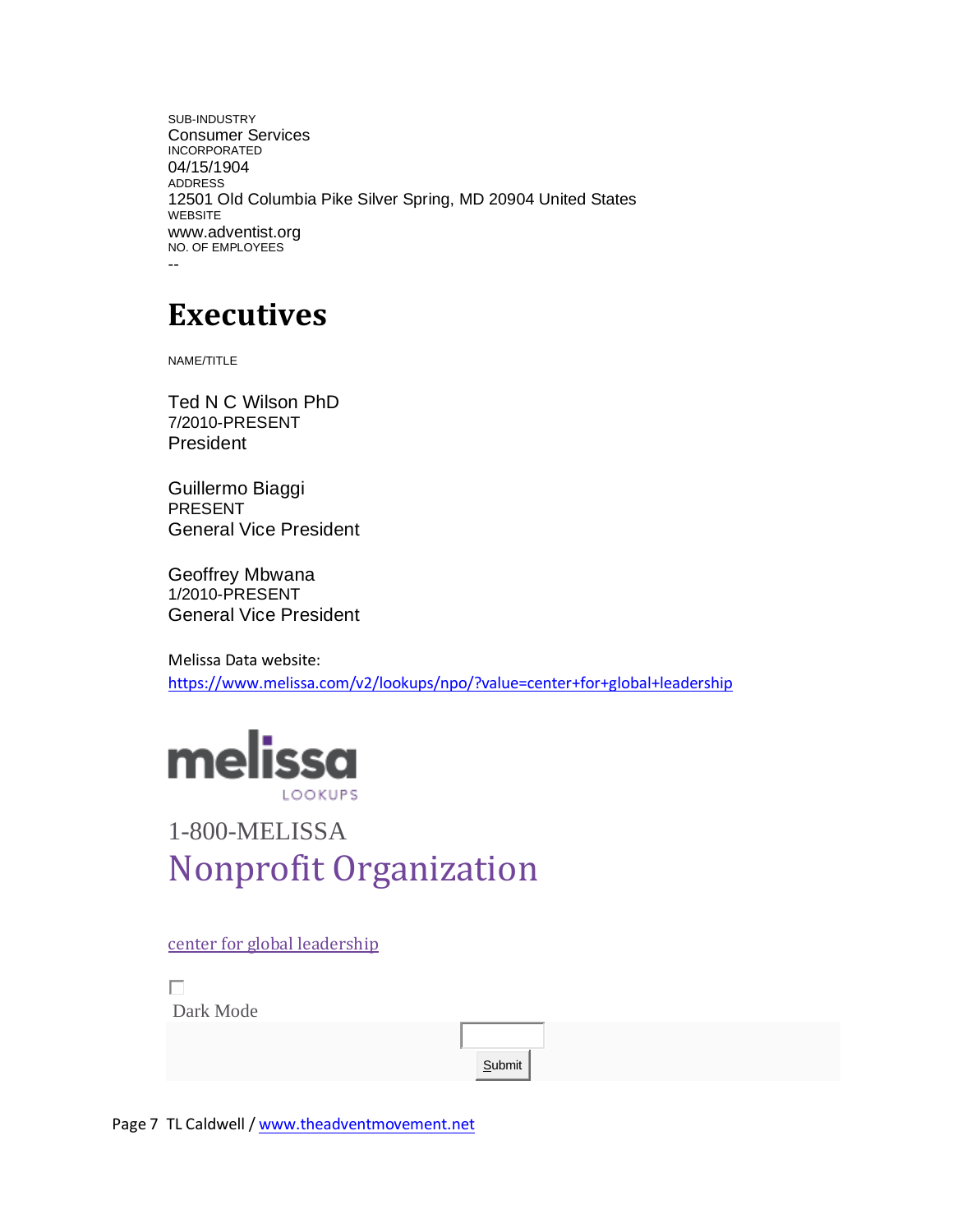SUB-INDUSTRY
Consumer Services
INCORPORATED
04/15/1904
ADDRESS
12501 Old Columbia Pike Silver Spring, MD 20904 United States
WEBSITE
www.adventist.org
NO. OF EMPLOYEES
--

# Executives

NAME/TITLE

Ted N C Wilson PhD
7/2010-PRESENT
President

Guillermo Biaggi
PRESENT
General Vice President

Geoffrey Mbwana
1/2010-PRESENT
General Vice President

Melissa Data website:
https://www.melissa.com/v2/lookups/npo/?value=center+for+global+leadership

melissa
LOOKUPS

1-800-MELISSA

## Nonprofit Organization

center for global leadership

Dark Mode

Submit

Page 7 TL Caldwell / www.theadventmovement.net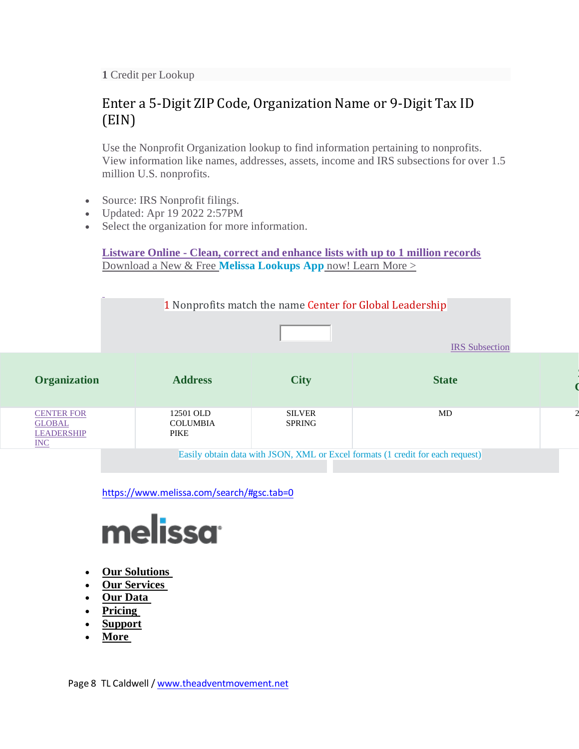**1** Credit per Lookup

## Enter a 5-Digit ZIP Code, Organization Name or 9-Digit Tax ID (EIN)

Use the Nonprofit Organization lookup to find information pertaining to nonprofits. View information like names, addresses, assets, income and IRS subsections for over 1.5 million U.S. nonprofits.

- Source: IRS Nonprofit filings.
- Updated: Apr 19 2022 2:57PM
- Select the organization for more information.

**Listware Online - Clean, correct and enhance lists with up to 1 million records**
Download a New & Free **Melissa Lookups App** now! Learn More >

1 Nonprofits match the name Center for Global Leadership

IRS Subsection

| Organization | Address | City | State |
|---|---|---|---|
| CENTER FOR GLOBAL LEADERSHIP INC | 12501 OLD COLUMBIA PIKE | SILVER SPRING | MD |

Easily obtain data with JSON, XML or Excel formats (1 credit for each request)

https://www.melissa.com/search/#gsc.tab=0

melissa

- **Our Solutions**
- **Our Services**
- **Our Data**
- **Pricing**
- **Support**
- **More**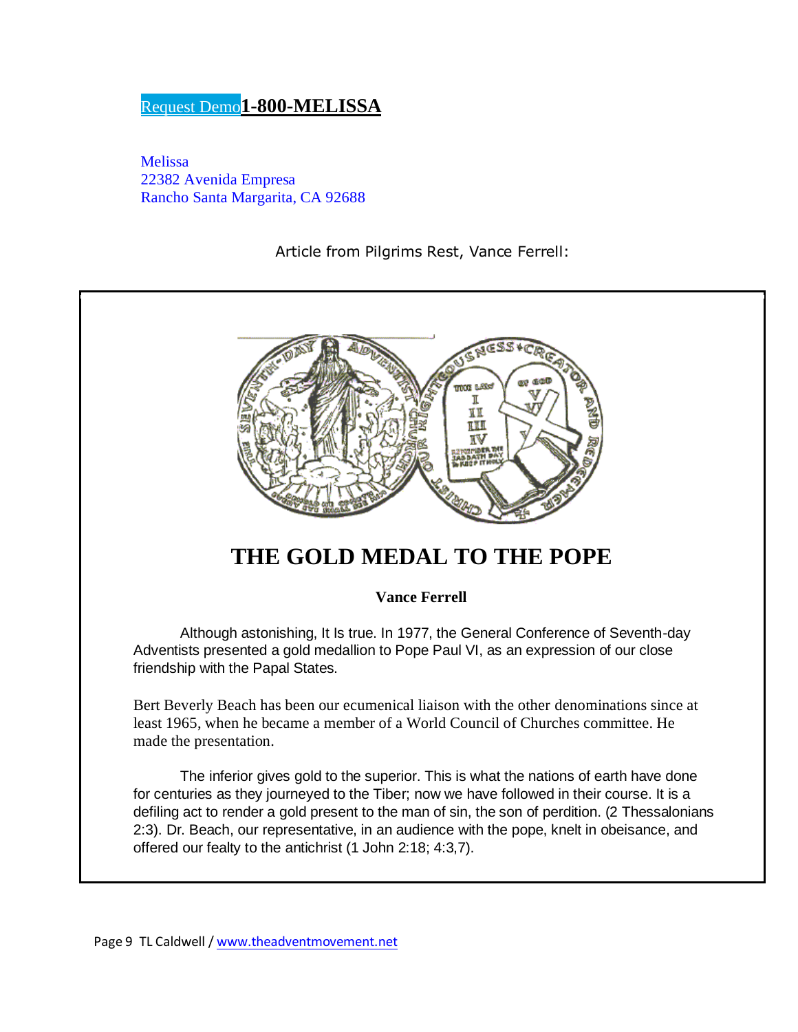Request Demo **1-800-MELISSA**

Melissa
22382 Avenida Empresa
Rancho Santa Margarita, CA 92688

Article from Pilgrims Rest, Vance Ferrell:

# THE GOLD MEDAL TO THE POPE

**Vance Ferrell**

Although astonishing, It Is true. In 1977, the General Conference of Seventh-day Adventists presented a gold medallion to Pope Paul VI, as an expression of our close friendship with the Papal States.

Bert Beverly Beach has been our ecumenical liaison with the other denominations since at least 1965, when he became a member of a World Council of Churches committee. He made the presentation.

The inferior gives gold to the superior. This is what the nations of earth have done for centuries as they journeyed to the Tiber; now we have followed in their course. It is a defiling act to render a gold present to the man of sin, the son of perdition. (2 Thessalonians 2:3). Dr. Beach, our representative, in an audience with the pope, knelt in obeisance, and offered our fealty to the antichrist (1 John 2:18; 4:3,7).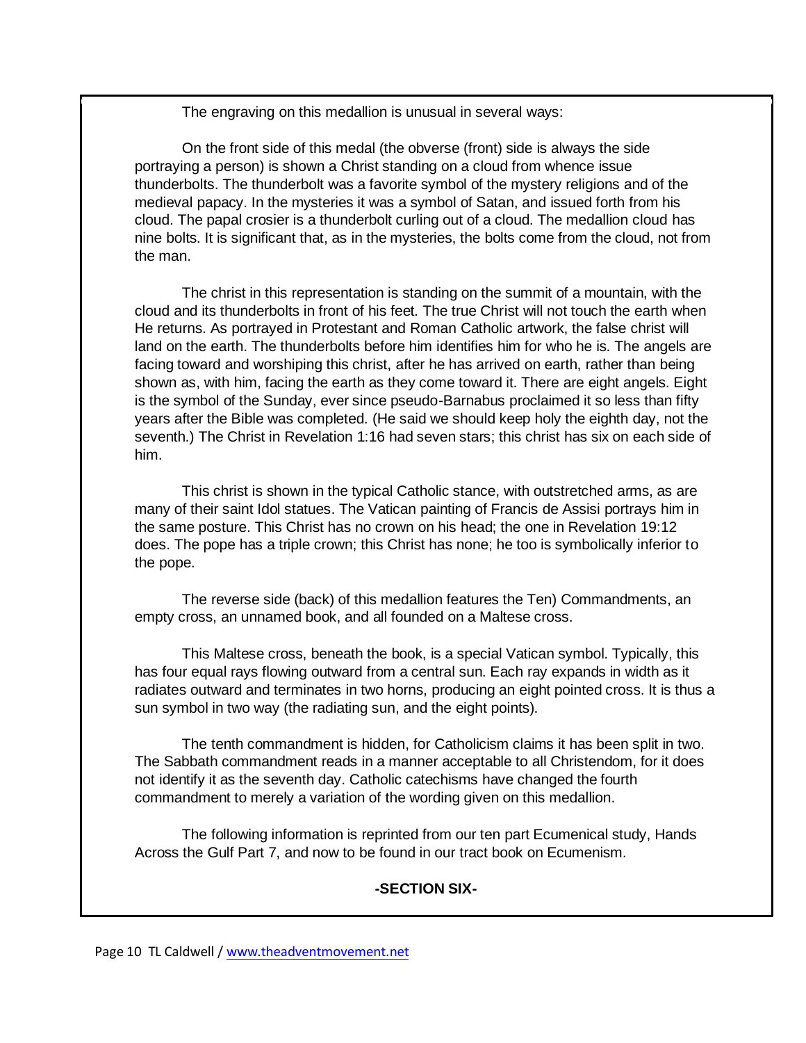The engraving on this medallion is unusual in several ways:

On the front side of this medal (the obverse (front) side is always the side portraying a person) is shown a Christ standing on a cloud from whence issue thunderbolts. The thunderbolt was a favorite symbol of the mystery religions and of the medieval papacy. In the mysteries it was a symbol of Satan, and issued forth from his cloud. The papal crosier is a thunderbolt curling out of a cloud. The medallion cloud has nine bolts. It is significant that, as in the mysteries, the bolts come from the cloud, not from the man.

The christ in this representation is standing on the summit of a mountain, with the cloud and its thunderbolts in front of his feet. The true Christ will not touch the earth when He returns. As portrayed in Protestant and Roman Catholic artwork, the false christ will land on the earth. The thunderbolts before him identifies him for who he is. The angels are facing toward and worshiping this christ, after he has arrived on earth, rather than being shown as, with him, facing the earth as they come toward it. There are eight angels. Eight is the symbol of the Sunday, ever since pseudo-Barnabus proclaimed it so less than fifty years after the Bible was completed. (He said we should keep holy the eighth day, not the seventh.) The Christ in Revelation 1:16 had seven stars; this christ has six on each side of him.

This christ is shown in the typical Catholic stance, with outstretched arms, as are many of their saint Idol statues. The Vatican painting of Francis de Assisi portrays him in the same posture. This Christ has no crown on his head; the one in Revelation 19:12 does. The pope has a triple crown; this Christ has none; he too is symbolically inferior to the pope.

The reverse side (back) of this medallion features the Ten) Commandments, an empty cross, an unnamed book, and all founded on a Maltese cross.

This Maltese cross, beneath the book, is a special Vatican symbol. Typically, this has four equal rays flowing outward from a central sun. Each ray expands in width as it radiates outward and terminates in two horns, producing an eight pointed cross. It is thus a sun symbol in two way (the radiating sun, and the eight points).

The tenth commandment is hidden, for Catholicism claims it has been split in two. The Sabbath commandment reads in a manner acceptable to all Christendom, for it does not identify it as the seventh day. Catholic catechisms have changed the fourth commandment to merely a variation of the wording given on this medallion.

The following information is reprinted from our ten part Ecumenical study, Hands Across the Gulf Part 7, and now to be found in our tract book on Ecumenism.

**-SECTION SIX-**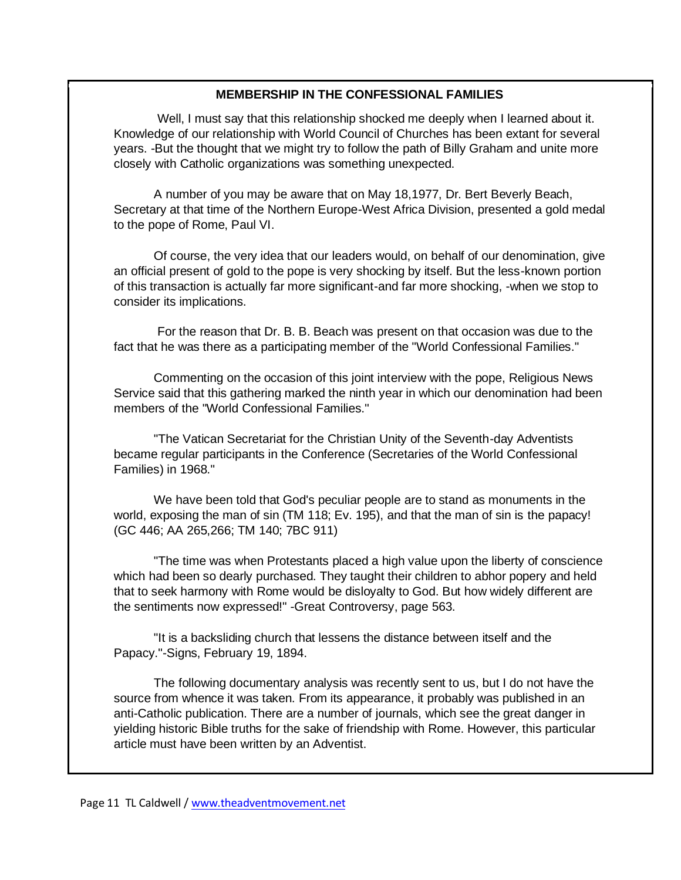**MEMBERSHIP IN THE CONFESSIONAL FAMILIES**

Well, I must say that this relationship shocked me deeply when I learned about it. Knowledge of our relationship with World Council of Churches has been extant for several years. -But the thought that we might try to follow the path of Billy Graham and unite more closely with Catholic organizations was something unexpected.

A number of you may be aware that on May 18,1977, Dr. Bert Beverly Beach, Secretary at that time of the Northern Europe-West Africa Division, presented a gold medal to the pope of Rome, Paul VI.

Of course, the very idea that our leaders would, on behalf of our denomination, give an official present of gold to the pope is very shocking by itself. But the less-known portion of this transaction is actually far more significant-and far more shocking, -when we stop to consider its implications.

For the reason that Dr. B. B. Beach was present on that occasion was due to the fact that he was there as a participating member of the "World Confessional Families."

Commenting on the occasion of this joint interview with the pope, Religious News Service said that this gathering marked the ninth year in which our denomination had been members of the "World Confessional Families."

"The Vatican Secretariat for the Christian Unity of the Seventh-day Adventists became regular participants in the Conference (Secretaries of the World Confessional Families) in 1968."

We have been told that God's peculiar people are to stand as monuments in the world, exposing the man of sin (TM 118; Ev. 195), and that the man of sin is the papacy! (GC 446; AA 265,266; TM 140; 7BC 911)

"The time was when Protestants placed a high value upon the liberty of conscience which had been so dearly purchased. They taught their children to abhor popery and held that to seek harmony with Rome would be disloyalty to God. But how widely different are the sentiments now expressed!" -Great Controversy, page 563.

"It is a backsliding church that lessens the distance between itself and the Papacy."-Signs, February 19, 1894.

The following documentary analysis was recently sent to us, but I do not have the source from whence it was taken. From its appearance, it probably was published in an anti-Catholic publication. There are a number of journals, which see the great danger in yielding historic Bible truths for the sake of friendship with Rome. However, this particular article must have been written by an Adventist.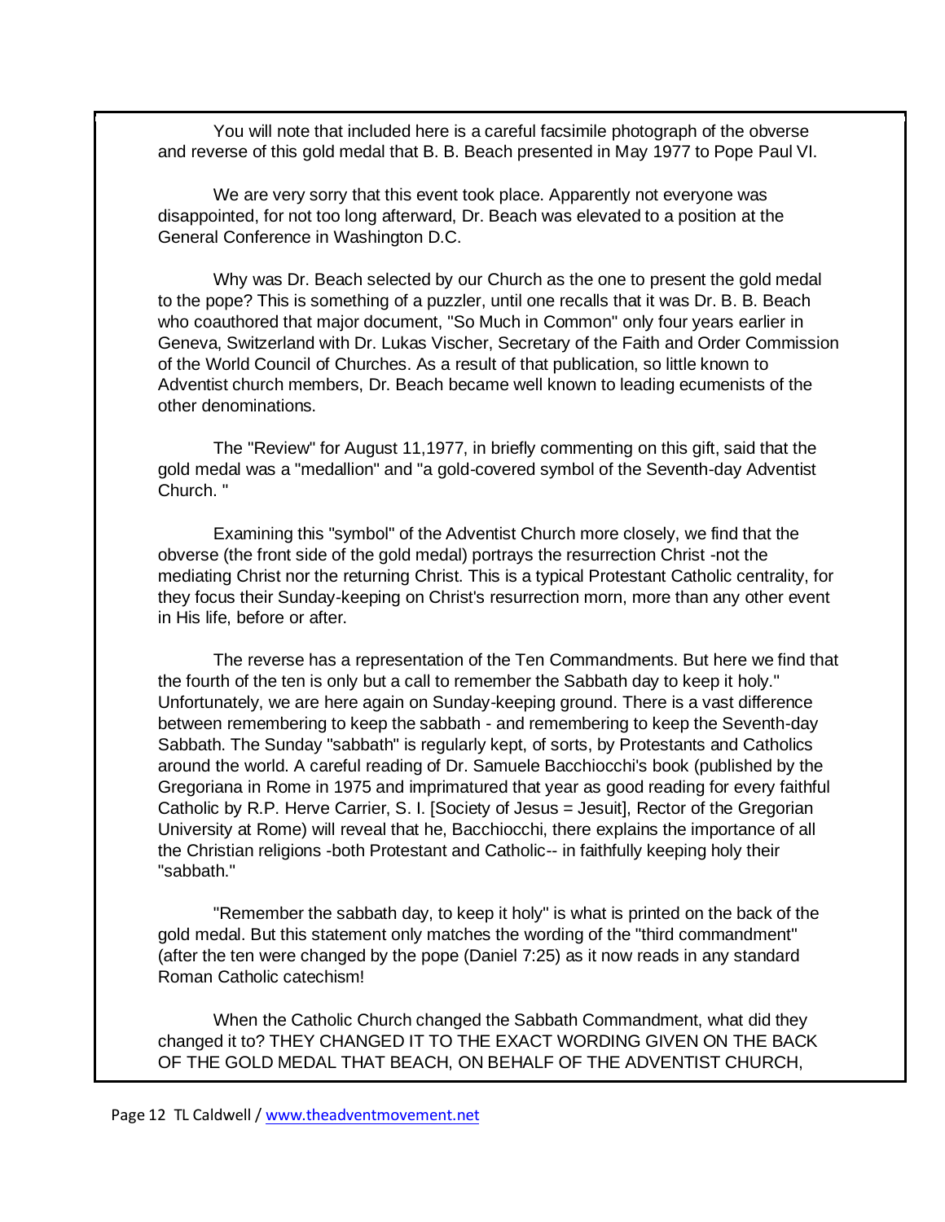You will note that included here is a careful facsimile photograph of the obverse and reverse of this gold medal that B. B. Beach presented in May 1977 to Pope Paul VI.

We are very sorry that this event took place. Apparently not everyone was disappointed, for not too long afterward, Dr. Beach was elevated to a position at the General Conference in Washington D.C.

Why was Dr. Beach selected by our Church as the one to present the gold medal to the pope? This is something of a puzzler, until one recalls that it was Dr. B. B. Beach who coauthored that major document, "So Much in Common" only four years earlier in Geneva, Switzerland with Dr. Lukas Vischer, Secretary of the Faith and Order Commission of the World Council of Churches. As a result of that publication, so little known to Adventist church members, Dr. Beach became well known to leading ecumenists of the other denominations.

The "Review" for August 11,1977, in briefly commenting on this gift, said that the gold medal was a "medallion" and "a gold-covered symbol of the Seventh-day Adventist Church. "

Examining this "symbol" of the Adventist Church more closely, we find that the obverse (the front side of the gold medal) portrays the resurrection Christ -not the mediating Christ nor the returning Christ. This is a typical Protestant Catholic centrality, for they focus their Sunday-keeping on Christ's resurrection morn, more than any other event in His life, before or after.

The reverse has a representation of the Ten Commandments. But here we find that the fourth of the ten is only but a call to remember the Sabbath day to keep it holy." Unfortunately, we are here again on Sunday-keeping ground. There is a vast difference between remembering to keep the sabbath - and remembering to keep the Seventh-day Sabbath. The Sunday "sabbath" is regularly kept, of sorts, by Protestants and Catholics around the world. A careful reading of Dr. Samuele Bacchiocchi's book (published by the Gregoriana in Rome in 1975 and imprimatured that year as good reading for every faithful Catholic by R.P. Herve Carrier, S. I. [Society of Jesus = Jesuit], Rector of the Gregorian University at Rome) will reveal that he, Bacchiocchi, there explains the importance of all the Christian religions -both Protestant and Catholic-- in faithfully keeping holy their "sabbath."

"Remember the sabbath day, to keep it holy" is what is printed on the back of the gold medal. But this statement only matches the wording of the "third commandment" (after the ten were changed by the pope (Daniel 7:25) as it now reads in any standard Roman Catholic catechism!

When the Catholic Church changed the Sabbath Commandment, what did they changed it to? THEY CHANGED IT TO THE EXACT WORDING GIVEN ON THE BACK OF THE GOLD MEDAL THAT BEACH, ON BEHALF OF THE ADVENTIST CHURCH,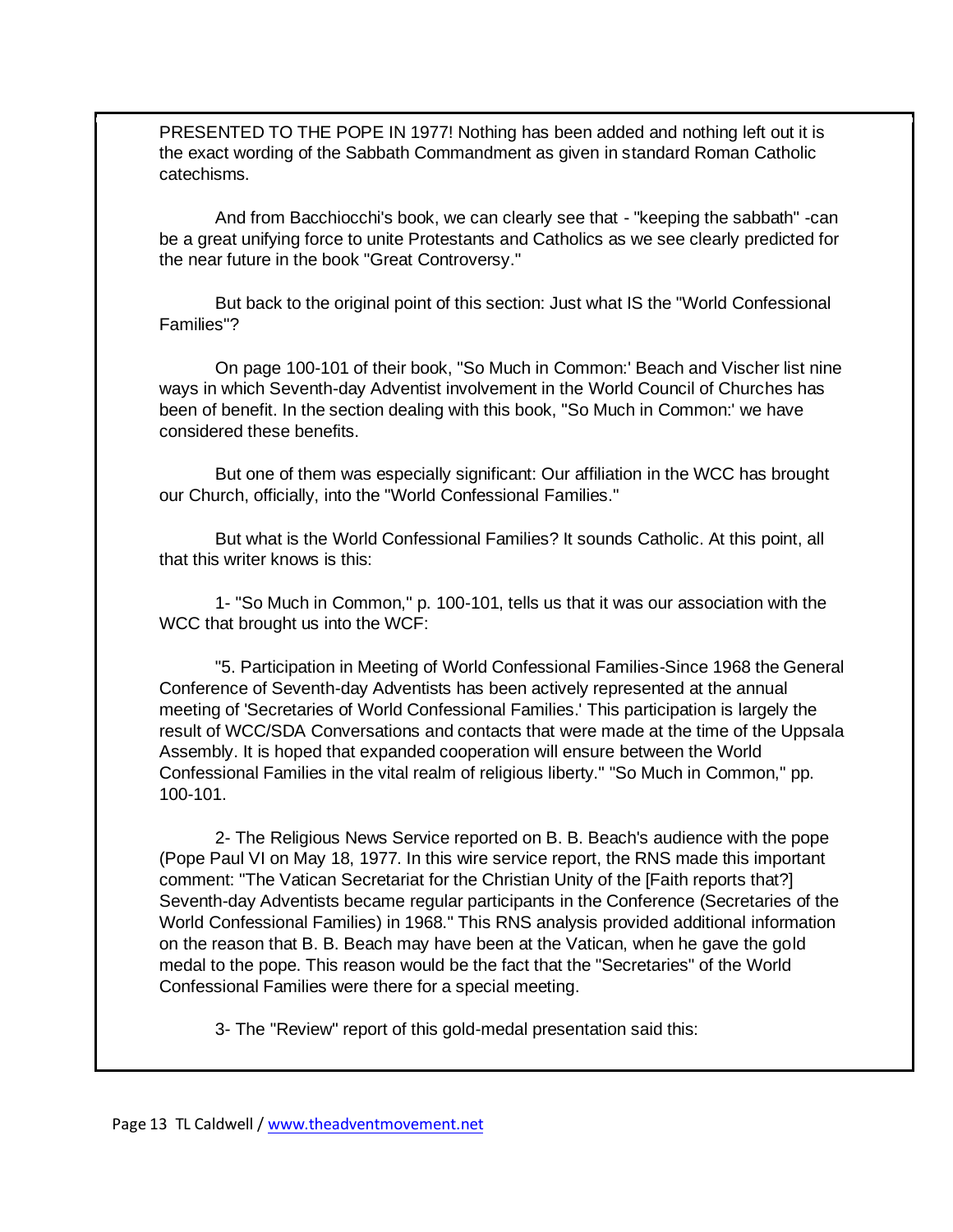PRESENTED TO THE POPE IN 1977! Nothing has been added and nothing left out it is the exact wording of the Sabbath Commandment as given in standard Roman Catholic catechisms.

And from Bacchiocchi's book, we can clearly see that - "keeping the sabbath" -can be a great unifying force to unite Protestants and Catholics as we see clearly predicted for the near future in the book "Great Controversy."

But back to the original point of this section: Just what IS the "World Confessional Families"?

On page 100-101 of their book, "So Much in Common:' Beach and Vischer list nine ways in which Seventh-day Adventist involvement in the World Council of Churches has been of benefit. In the section dealing with this book, "So Much in Common:' we have considered these benefits.

But one of them was especially significant: Our affiliation in the WCC has brought our Church, officially, into the "World Confessional Families."

But what is the World Confessional Families? It sounds Catholic. At this point, all that this writer knows is this:

1- "So Much in Common," p. 100-101, tells us that it was our association with the WCC that brought us into the WCF:

"5. Participation in Meeting of World Confessional Families-Since 1968 the General Conference of Seventh-day Adventists has been actively represented at the annual meeting of 'Secretaries of World Confessional Families.' This participation is largely the result of WCC/SDA Conversations and contacts that were made at the time of the Uppsala Assembly. It is hoped that expanded cooperation will ensure between the World Confessional Families in the vital realm of religious liberty." "So Much in Common," pp. 100-101.

2- The Religious News Service reported on B. B. Beach's audience with the pope (Pope Paul VI on May 18, 1977. In this wire service report, the RNS made this important comment: "The Vatican Secretariat for the Christian Unity of the [Faith reports that?] Seventh-day Adventists became regular participants in the Conference (Secretaries of the World Confessional Families) in 1968." This RNS analysis provided additional information on the reason that B. B. Beach may have been at the Vatican, when he gave the gold medal to the pope. This reason would be the fact that the "Secretaries" of the World Confessional Families were there for a special meeting.

3- The "Review" report of this gold-medal presentation said this: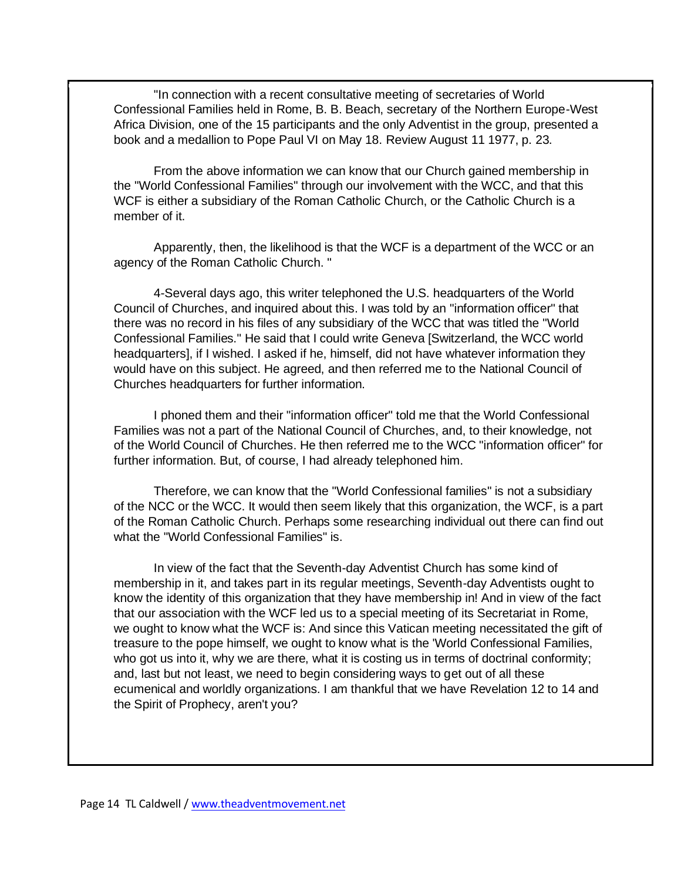"In connection with a recent consultative meeting of secretaries of World Confessional Families held in Rome, B. B. Beach, secretary of the Northern Europe-West Africa Division, one of the 15 participants and the only Adventist in the group, presented a book and a medallion to Pope Paul VI on May 18. Review August 11 1977, p. 23.

From the above information we can know that our Church gained membership in the "World Confessional Families" through our involvement with the WCC, and that this WCF is either a subsidiary of the Roman Catholic Church, or the Catholic Church is a member of it.

Apparently, then, the likelihood is that the WCF is a department of the WCC or an agency of the Roman Catholic Church. "

4-Several days ago, this writer telephoned the U.S. headquarters of the World Council of Churches, and inquired about this. I was told by an "information officer" that there was no record in his files of any subsidiary of the WCC that was titled the "World Confessional Families." He said that I could write Geneva [Switzerland, the WCC world headquarters], if I wished. I asked if he, himself, did not have whatever information they would have on this subject. He agreed, and then referred me to the National Council of Churches headquarters for further information.

I phoned them and their "information officer" told me that the World Confessional Families was not a part of the National Council of Churches, and, to their knowledge, not of the World Council of Churches. He then referred me to the WCC "information officer" for further information. But, of course, I had already telephoned him.

Therefore, we can know that the "World Confessional families" is not a subsidiary of the NCC or the WCC. It would then seem likely that this organization, the WCF, is a part of the Roman Catholic Church. Perhaps some researching individual out there can find out what the "World Confessional Families" is.

In view of the fact that the Seventh-day Adventist Church has some kind of membership in it, and takes part in its regular meetings, Seventh-day Adventists ought to know the identity of this organization that they have membership in! And in view of the fact that our association with the WCF led us to a special meeting of its Secretariat in Rome, we ought to know what the WCF is: And since this Vatican meeting necessitated the gift of treasure to the pope himself, we ought to know what is the 'World Confessional Families, who got us into it, why we are there, what it is costing us in terms of doctrinal conformity; and, last but not least, we need to begin considering ways to get out of all these ecumenical and worldly organizations. I am thankful that we have Revelation 12 to 14 and the Spirit of Prophecy, aren't you?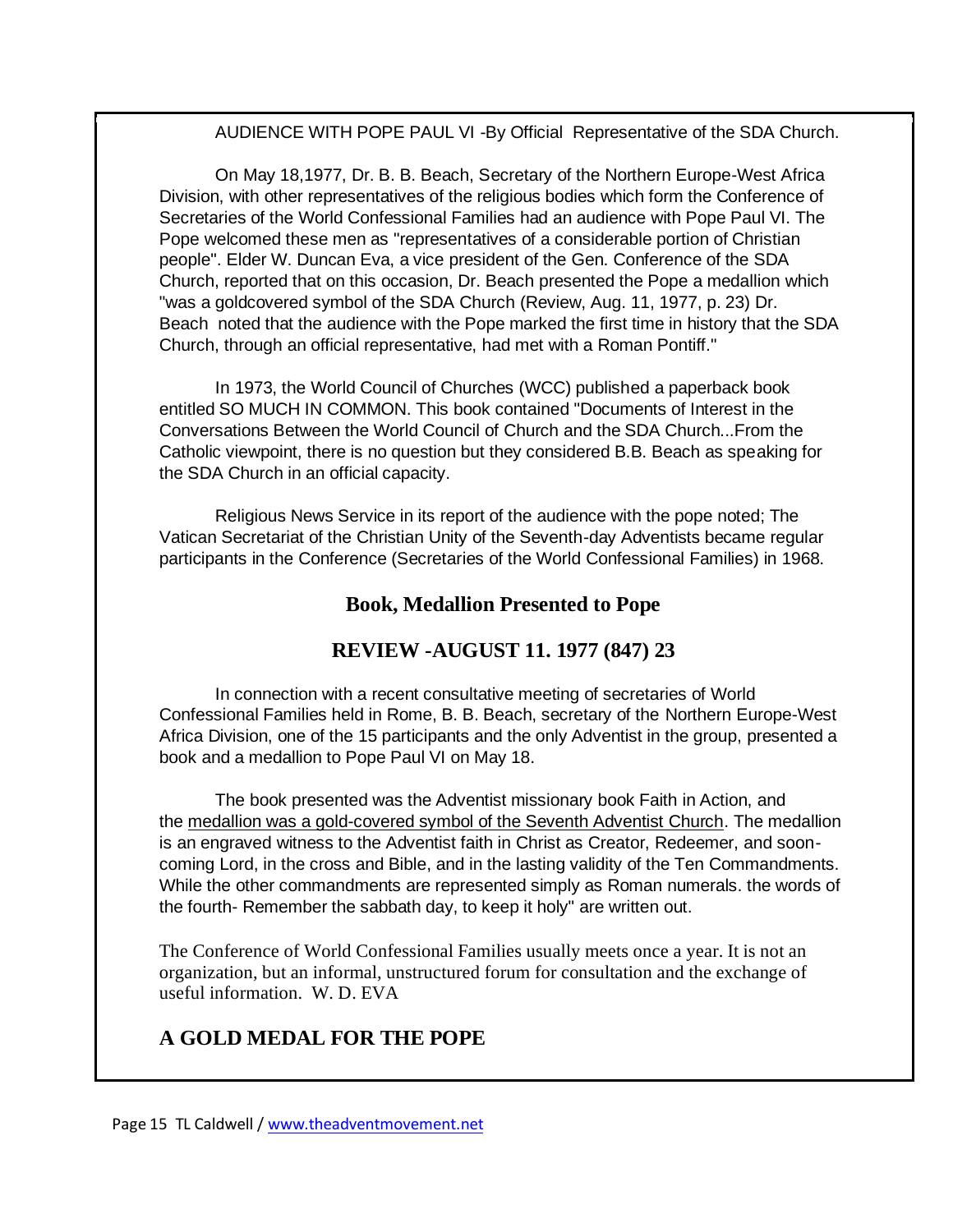AUDIENCE WITH POPE PAUL VI -By Official Representative of the SDA Church.

On May 18,1977, Dr. B. B. Beach, Secretary of the Northern Europe-West Africa Division, with other representatives of the religious bodies which form the Conference of Secretaries of the World Confessional Families had an audience with Pope Paul VI. The Pope welcomed these men as "representatives of a considerable portion of Christian people". Elder W. Duncan Eva, a vice president of the Gen. Conference of the SDA Church, reported that on this occasion, Dr. Beach presented the Pope a medallion which "was a goldcovered symbol of the SDA Church (Review, Aug. 11, 1977, p. 23) Dr. Beach noted that the audience with the Pope marked the first time in history that the SDA Church, through an official representative, had met with a Roman Pontiff."

In 1973, the World Council of Churches (WCC) published a paperback book entitled SO MUCH IN COMMON. This book contained "Documents of Interest in the Conversations Between the World Council of Church and the SDA Church...From the Catholic viewpoint, there is no question but they considered B.B. Beach as speaking for the SDA Church in an official capacity.

Religious News Service in its report of the audience with the pope noted; The Vatican Secretariat of the Christian Unity of the Seventh-day Adventists became regular participants in the Conference (Secretaries of the World Confessional Families) in 1968.

## Book, Medallion Presented to Pope

## REVIEW -AUGUST 11. 1977 (847) 23

In connection with a recent consultative meeting of secretaries of World Confessional Families held in Rome, B. B. Beach, secretary of the Northern Europe-West Africa Division, one of the 15 participants and the only Adventist in the group, presented a book and a medallion to Pope Paul VI on May 18.

The book presented was the Adventist missionary book Faith in Action, and the medallion was a gold-covered symbol of the Seventh Adventist Church. The medallion is an engraved witness to the Adventist faith in Christ as Creator, Redeemer, and soon-coming Lord, in the cross and Bible, and in the lasting validity of the Ten Commandments. While the other commandments are represented simply as Roman numerals. the words of the fourth- Remember the sabbath day, to keep it holy" are written out.

The Conference of World Confessional Families usually meets once a year. It is not an organization, but an informal, unstructured forum for consultation and the exchange of useful information. W. D. EVA

## A GOLD MEDAL FOR THE POPE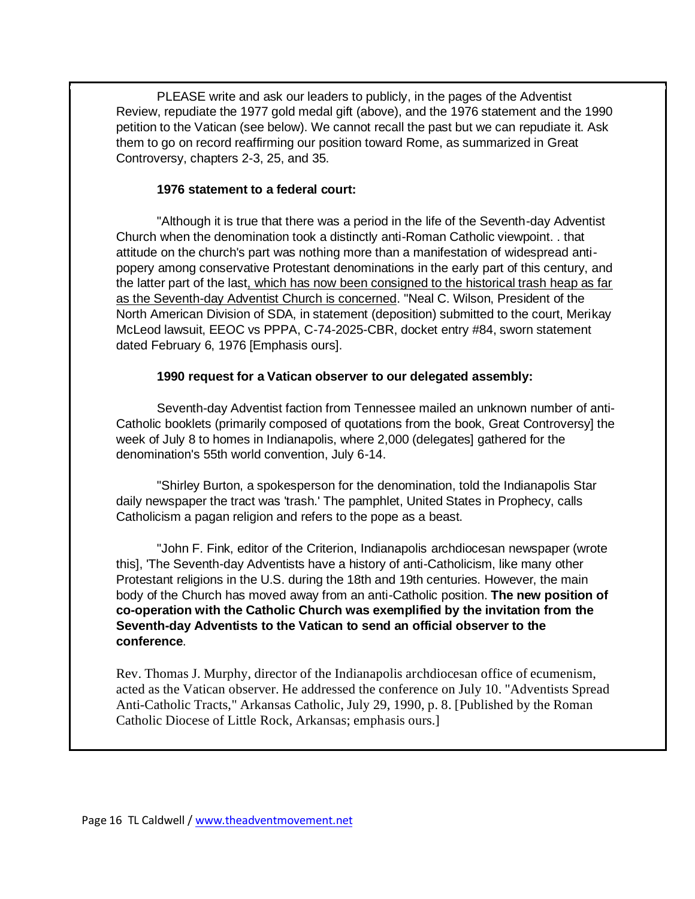PLEASE write and ask our leaders to publicly, in the pages of the Adventist Review, repudiate the 1977 gold medal gift (above), and the 1976 statement and the 1990 petition to the Vatican (see below). We cannot recall the past but we can repudiate it. Ask them to go on record reaffirming our position toward Rome, as summarized in Great Controversy, chapters 2-3, 25, and 35.

**1976 statement to a federal court:**

"Although it is true that there was a period in the life of the Seventh-day Adventist Church when the denomination took a distinctly anti-Roman Catholic viewpoint. . that attitude on the church's part was nothing more than a manifestation of widespread anti-popery among conservative Protestant denominations in the early part of this century, and the latter part of the last<u>, which has now been consigned to the historical trash heap as far as the Seventh-day Adventist Church is concerned</u>. "Neal C. Wilson, President of the North American Division of SDA, in statement (deposition) submitted to the court, Merikay McLeod lawsuit, EEOC vs PPPA, C-74-2025-CBR, docket entry #84, sworn statement dated February 6, 1976 [Emphasis ours].

**1990 request for a Vatican observer to our delegated assembly:**

Seventh-day Adventist faction from Tennessee mailed an unknown number of anti-Catholic booklets (primarily composed of quotations from the book, Great Controversy] the week of July 8 to homes in Indianapolis, where 2,000 (delegates] gathered for the denomination's 55th world convention, July 6-14.

"Shirley Burton, a spokesperson for the denomination, told the Indianapolis Star daily newspaper the tract was 'trash.' The pamphlet, United States in Prophecy, calls Catholicism a pagan religion and refers to the pope as a beast.

"John F. Fink, editor of the Criterion, Indianapolis archdiocesan newspaper (wrote this], 'The Seventh-day Adventists have a history of anti-Catholicism, like many other Protestant religions in the U.S. during the 18th and 19th centuries. However, the main body of the Church has moved away from an anti-Catholic position. **The new position of co-operation with the Catholic Church was exemplified by the invitation from the Seventh-day Adventists to the Vatican to send an official observer to the conference**.

Rev. Thomas J. Murphy, director of the Indianapolis archdiocesan office of ecumenism, acted as the Vatican observer. He addressed the conference on July 10. "Adventists Spread Anti-Catholic Tracts," Arkansas Catholic, July 29, 1990, p. 8. [Published by the Roman Catholic Diocese of Little Rock, Arkansas; emphasis ours.]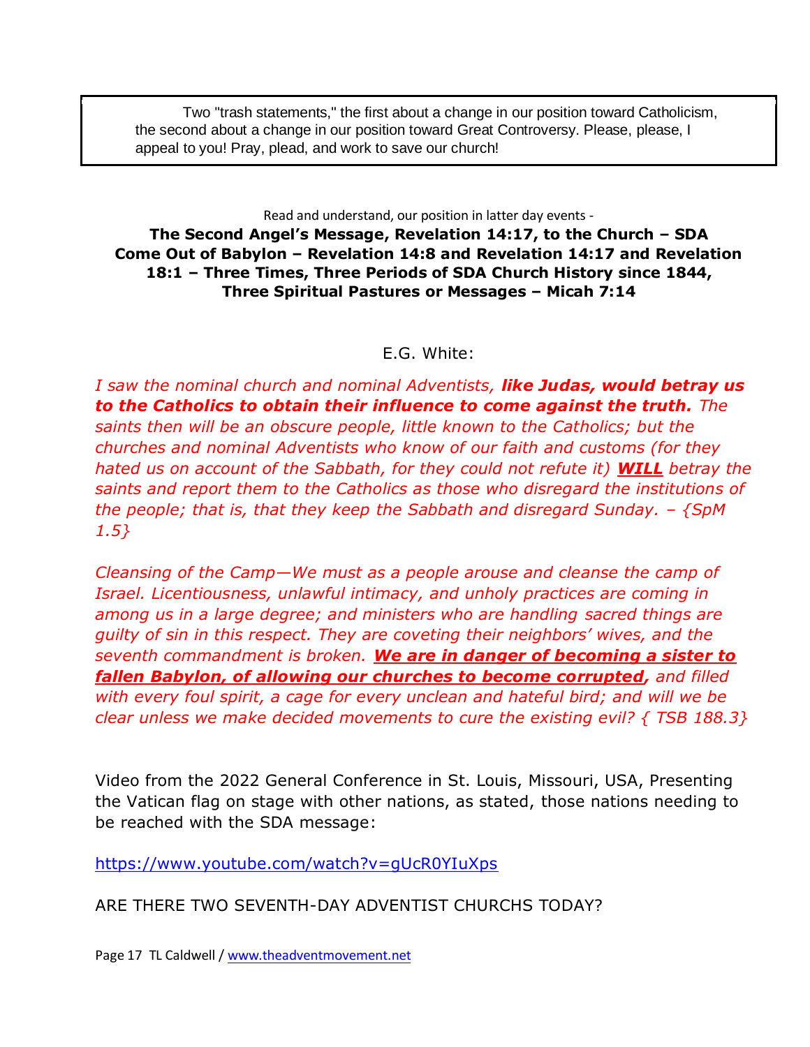> Two "trash statements," the first about a change in our position toward Catholicism, the second about a change in our position toward Great Controversy. Please, please, I appeal to you! Pray, plead, and work to save our church!

Read and understand, our position in latter day events -

**The Second Angel's Message, Revelation 14:17, to the Church – SDA Come Out of Babylon – Revelation 14:8 and Revelation 14:17 and Revelation 18:1 – Three Times, Three Periods of SDA Church History since 1844, Three Spiritual Pastures or Messages – Micah 7:14**

E.G. White:

*I saw the nominal church and nominal Adventists, **like Judas, would betray us to the Catholics to obtain their influence to come against the truth.** The saints then will be an obscure people, little known to the Catholics; but the churches and nominal Adventists who know of our faith and customs (for they hated us on account of the Sabbath, for they could not refute it) **WILL** betray the saints and report them to the Catholics as those who disregard the institutions of the people; that is, that they keep the Sabbath and disregard Sunday. – {SpM 1.5}*

*Cleansing of the Camp—We must as a people arouse and cleanse the camp of Israel. Licentiousness, unlawful intimacy, and unholy practices are coming in among us in a large degree; and ministers who are handling sacred things are guilty of sin in this respect. They are coveting their neighbors' wives, and the seventh commandment is broken. **We are in danger of becoming a sister to fallen Babylon, of allowing our churches to become corrupted,** and filled with every foul spirit, a cage for every unclean and hateful bird; and will we be clear unless we make decided movements to cure the existing evil? { TSB 188.3}*

Video from the 2022 General Conference in St. Louis, Missouri, USA, Presenting the Vatican flag on stage with other nations, as stated, those nations needing to be reached with the SDA message:

https://www.youtube.com/watch?v=gUcR0YIuXps

ARE THERE TWO SEVENTH-DAY ADVENTIST CHURCHS TODAY?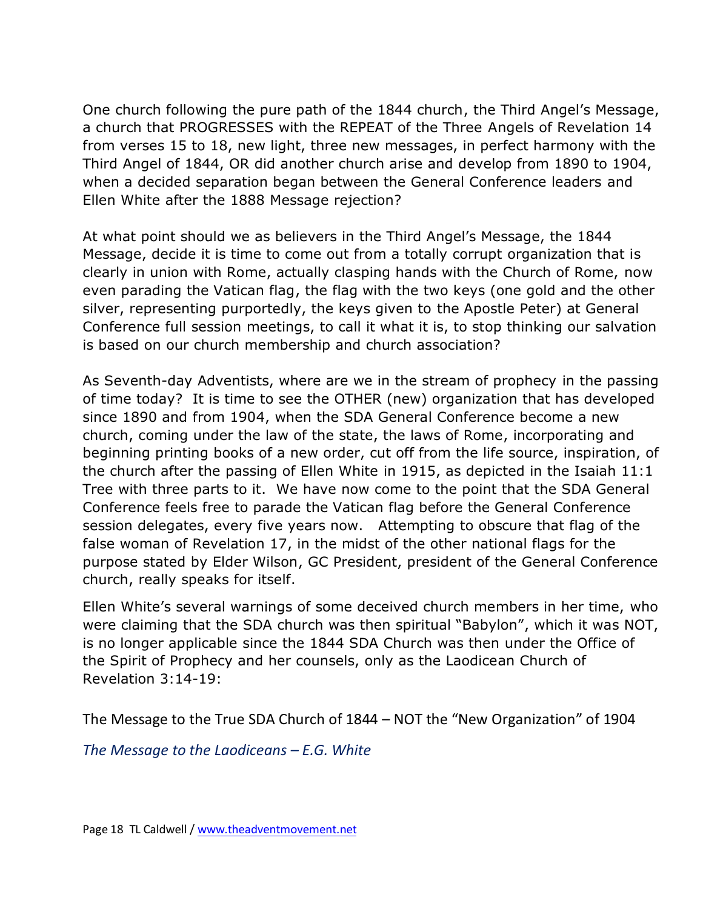One church following the pure path of the 1844 church, the Third Angel's Message, a church that PROGRESSES with the REPEAT of the Three Angels of Revelation 14 from verses 15 to 18, new light, three new messages, in perfect harmony with the Third Angel of 1844, OR did another church arise and develop from 1890 to 1904, when a decided separation began between the General Conference leaders and Ellen White after the 1888 Message rejection?

At what point should we as believers in the Third Angel's Message, the 1844 Message, decide it is time to come out from a totally corrupt organization that is clearly in union with Rome, actually clasping hands with the Church of Rome, now even parading the Vatican flag, the flag with the two keys (one gold and the other silver, representing purportedly, the keys given to the Apostle Peter) at General Conference full session meetings, to call it what it is, to stop thinking our salvation is based on our church membership and church association?

As Seventh-day Adventists, where are we in the stream of prophecy in the passing of time today? It is time to see the OTHER (new) organization that has developed since 1890 and from 1904, when the SDA General Conference become a new church, coming under the law of the state, the laws of Rome, incorporating and beginning printing books of a new order, cut off from the life source, inspiration, of the church after the passing of Ellen White in 1915, as depicted in the Isaiah 11:1 Tree with three parts to it. We have now come to the point that the SDA General Conference feels free to parade the Vatican flag before the General Conference session delegates, every five years now. Attempting to obscure that flag of the false woman of Revelation 17, in the midst of the other national flags for the purpose stated by Elder Wilson, GC President, president of the General Conference church, really speaks for itself.

Ellen White's several warnings of some deceived church members in her time, who were claiming that the SDA church was then spiritual "Babylon", which it was NOT, is no longer applicable since the 1844 SDA Church was then under the Office of the Spirit of Prophecy and her counsels, only as the Laodicean Church of Revelation 3:14-19:

The Message to the True SDA Church of 1844 – NOT the "New Organization" of 1904

*The Message to the Laodiceans – E.G. White*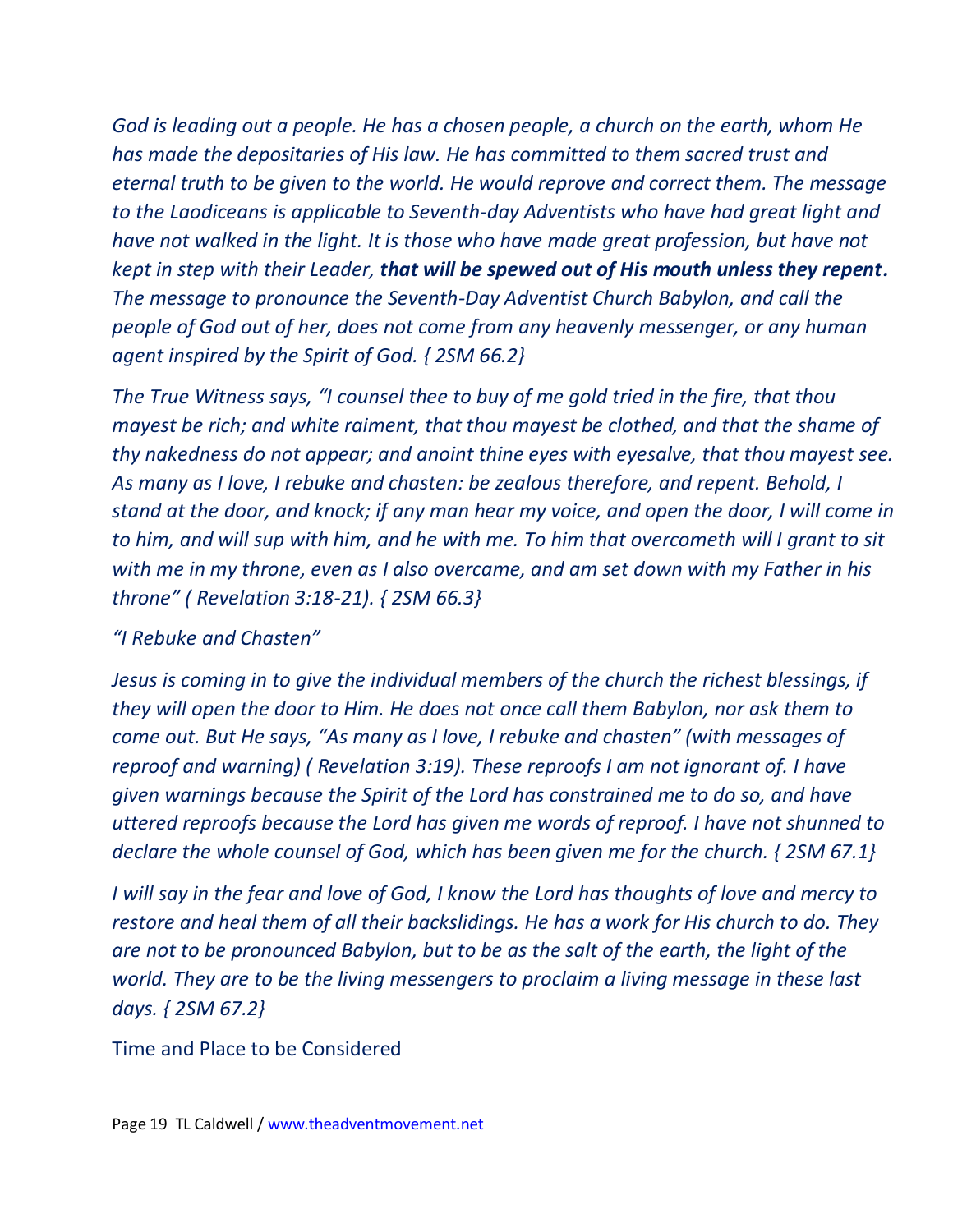*God is leading out a people. He has a chosen people, a church on the earth, whom He has made the depositaries of His law. He has committed to them sacred trust and eternal truth to be given to the world. He would reprove and correct them. The message to the Laodiceans is applicable to Seventh-day Adventists who have had great light and have not walked in the light. It is those who have made great profession, but have not kept in step with their Leader,* ***that will be spewed out of His mouth unless they repent.*** *The message to pronounce the Seventh-Day Adventist Church Babylon, and call the people of God out of her, does not come from any heavenly messenger, or any human agent inspired by the Spirit of God. { 2SM 66.2}*

*The True Witness says, "I counsel thee to buy of me gold tried in the fire, that thou mayest be rich; and white raiment, that thou mayest be clothed, and that the shame of thy nakedness do not appear; and anoint thine eyes with eyesalve, that thou mayest see. As many as I love, I rebuke and chasten: be zealous therefore, and repent. Behold, I stand at the door, and knock; if any man hear my voice, and open the door, I will come in to him, and will sup with him, and he with me. To him that overcometh will I grant to sit with me in my throne, even as I also overcame, and am set down with my Father in his throne" ( Revelation 3:18-21). { 2SM 66.3}*

*"I Rebuke and Chasten"*

*Jesus is coming in to give the individual members of the church the richest blessings, if they will open the door to Him. He does not once call them Babylon, nor ask them to come out. But He says, "As many as I love, I rebuke and chasten" (with messages of reproof and warning) ( Revelation 3:19). These reproofs I am not ignorant of. I have given warnings because the Spirit of the Lord has constrained me to do so, and have uttered reproofs because the Lord has given me words of reproof. I have not shunned to declare the whole counsel of God, which has been given me for the church. { 2SM 67.1}*

*I will say in the fear and love of God, I know the Lord has thoughts of love and mercy to restore and heal them of all their backslidings. He has a work for His church to do. They are not to be pronounced Babylon, but to be as the salt of the earth, the light of the world. They are to be the living messengers to proclaim a living message in these last days. { 2SM 67.2}*

Time and Place to be Considered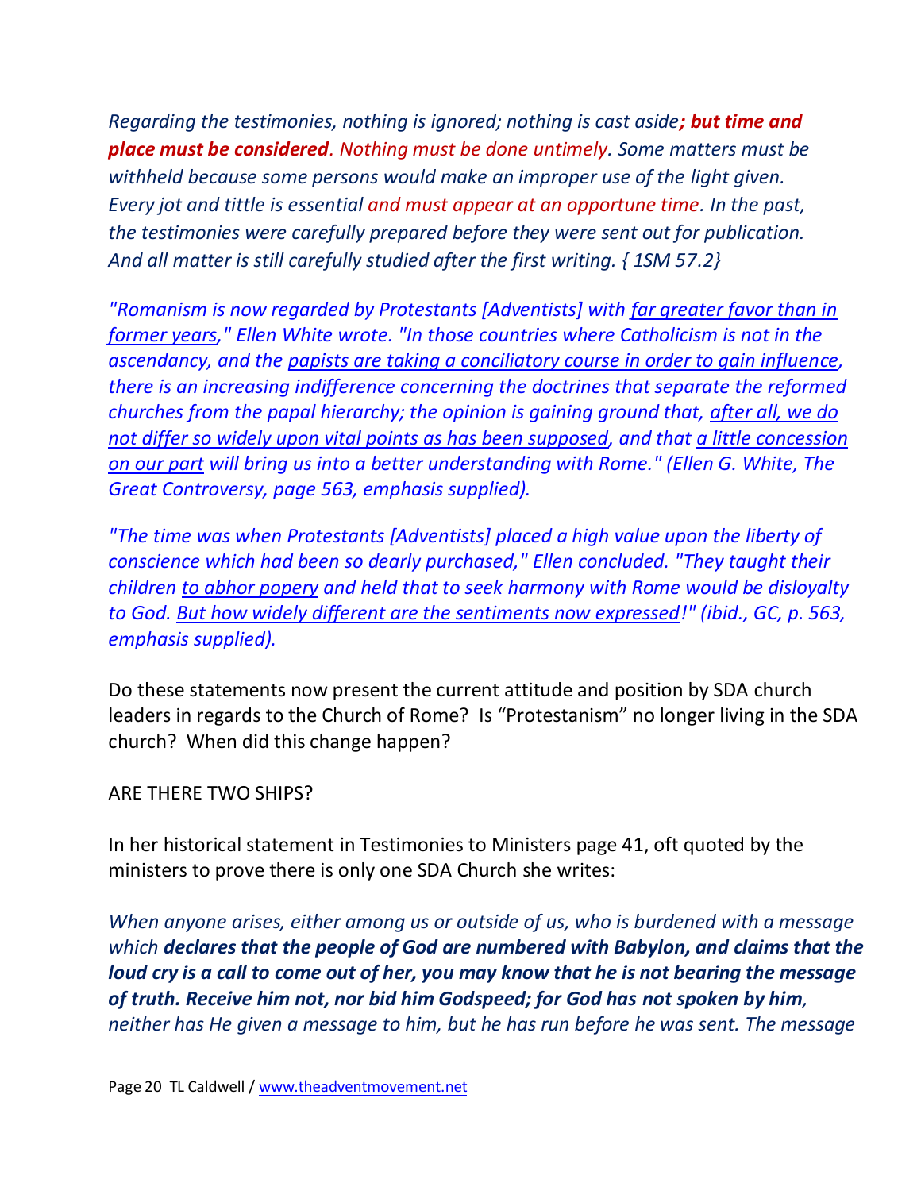*Regarding the testimonies, nothing is ignored; nothing is cast aside**; but time and place must be considered**. Nothing must be done untimely. Some matters must be withheld because some persons would make an improper use of the light given. Every jot and tittle is essential and must appear at an opportune time. In the past, the testimonies were carefully prepared before they were sent out for publication. And all matter is still carefully studied after the first writing. { 1SM 57.2}*

*"Romanism is now regarded by Protestants [Adventists] with <u>far greater favor than in former years</u>," Ellen White wrote. "In those countries where Catholicism is not in the ascendancy, and the <u>papists are taking a conciliatory course in order to gain influence</u>, there is an increasing indifference concerning the doctrines that separate the reformed churches from the papal hierarchy; the opinion is gaining ground that, <u>after all, we do not differ so widely upon vital points as has been supposed</u>, and that <u>a little concession on our part</u> will bring us into a better understanding with Rome." (Ellen G. White, The Great Controversy, page 563, emphasis supplied).*

*"The time was when Protestants [Adventists] placed a high value upon the liberty of conscience which had been so dearly purchased," Ellen concluded. "They taught their children <u>to abhor popery</u> and held that to seek harmony with Rome would be disloyalty to God. <u>But how widely different are the sentiments now expressed</u>!" (ibid., GC, p. 563, emphasis supplied).*

Do these statements now present the current attitude and position by SDA church leaders in regards to the Church of Rome? Is "Protestanism" no longer living in the SDA church? When did this change happen?

ARE THERE TWO SHIPS?

In her historical statement in Testimonies to Ministers page 41, oft quoted by the ministers to prove there is only one SDA Church she writes:

*When anyone arises, either among us or outside of us, who is burdened with a message which **declares that the people of God are numbered with Babylon, and claims that the loud cry is a call to come out of her, you may know that he is not bearing the message of truth. Receive him not, nor bid him Godspeed; for God has not spoken by him**, neither has He given a message to him, but he has run before he was sent. The message*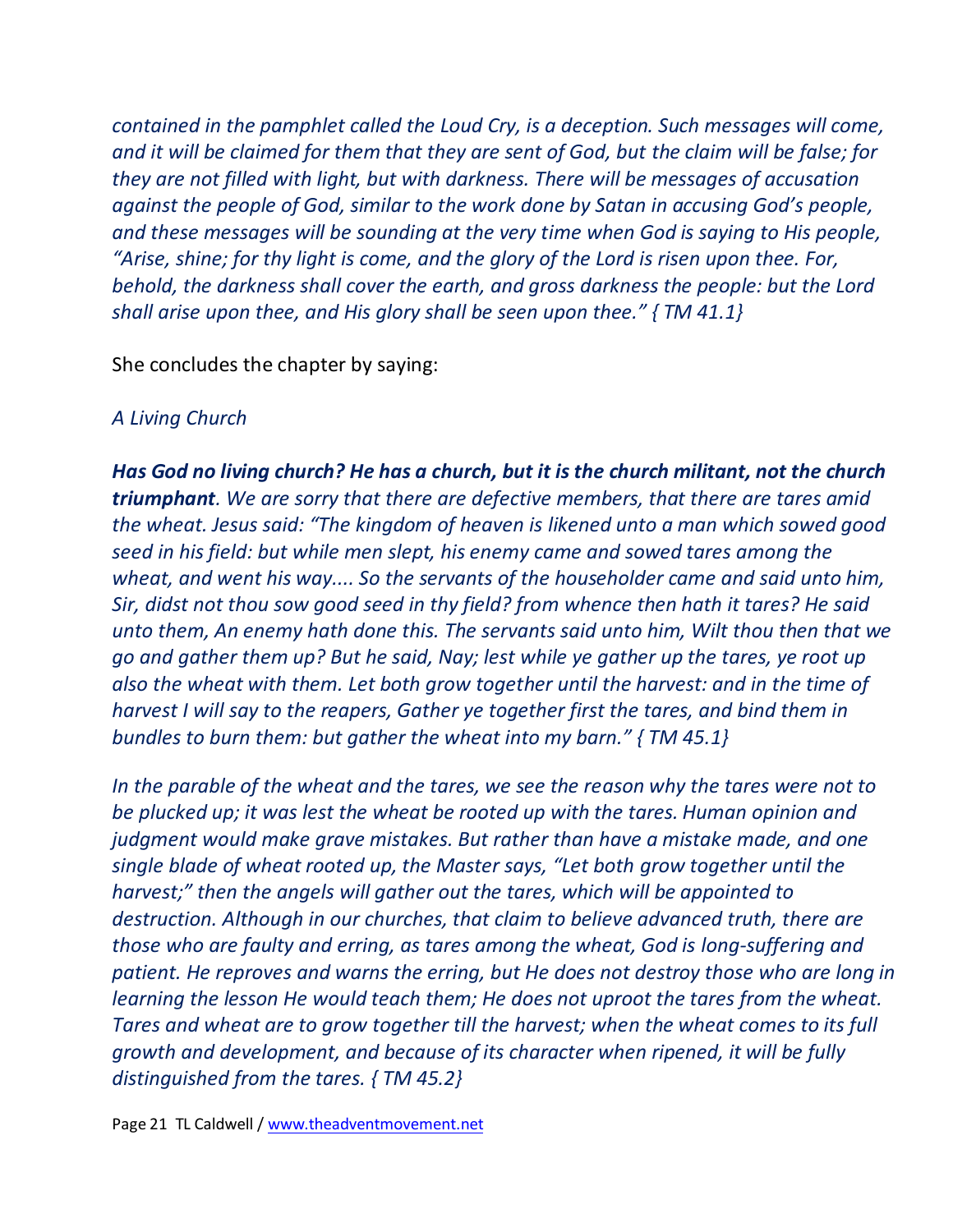*contained in the pamphlet called the Loud Cry, is a deception. Such messages will come, and it will be claimed for them that they are sent of God, but the claim will be false; for they are not filled with light, but with darkness. There will be messages of accusation against the people of God, similar to the work done by Satan in accusing God's people, and these messages will be sounding at the very time when God is saying to His people, "Arise, shine; for thy light is come, and the glory of the Lord is risen upon thee. For, behold, the darkness shall cover the earth, and gross darkness the people: but the Lord shall arise upon thee, and His glory shall be seen upon thee." { TM 41.1}*

She concludes the chapter by saying:

*A Living Church*

***Has God no living church? He has a church, but it is the church militant, not the church triumphant**. We are sorry that there are defective members, that there are tares amid the wheat. Jesus said: "The kingdom of heaven is likened unto a man which sowed good seed in his field: but while men slept, his enemy came and sowed tares among the wheat, and went his way.... So the servants of the householder came and said unto him, Sir, didst not thou sow good seed in thy field? from whence then hath it tares? He said unto them, An enemy hath done this. The servants said unto him, Wilt thou then that we go and gather them up? But he said, Nay; lest while ye gather up the tares, ye root up also the wheat with them. Let both grow together until the harvest: and in the time of harvest I will say to the reapers, Gather ye together first the tares, and bind them in bundles to burn them: but gather the wheat into my barn." { TM 45.1}*

*In the parable of the wheat and the tares, we see the reason why the tares were not to be plucked up; it was lest the wheat be rooted up with the tares. Human opinion and judgment would make grave mistakes. But rather than have a mistake made, and one single blade of wheat rooted up, the Master says, "Let both grow together until the harvest;" then the angels will gather out the tares, which will be appointed to destruction. Although in our churches, that claim to believe advanced truth, there are those who are faulty and erring, as tares among the wheat, God is long-suffering and patient. He reproves and warns the erring, but He does not destroy those who are long in learning the lesson He would teach them; He does not uproot the tares from the wheat. Tares and wheat are to grow together till the harvest; when the wheat comes to its full growth and development, and because of its character when ripened, it will be fully distinguished from the tares. { TM 45.2}*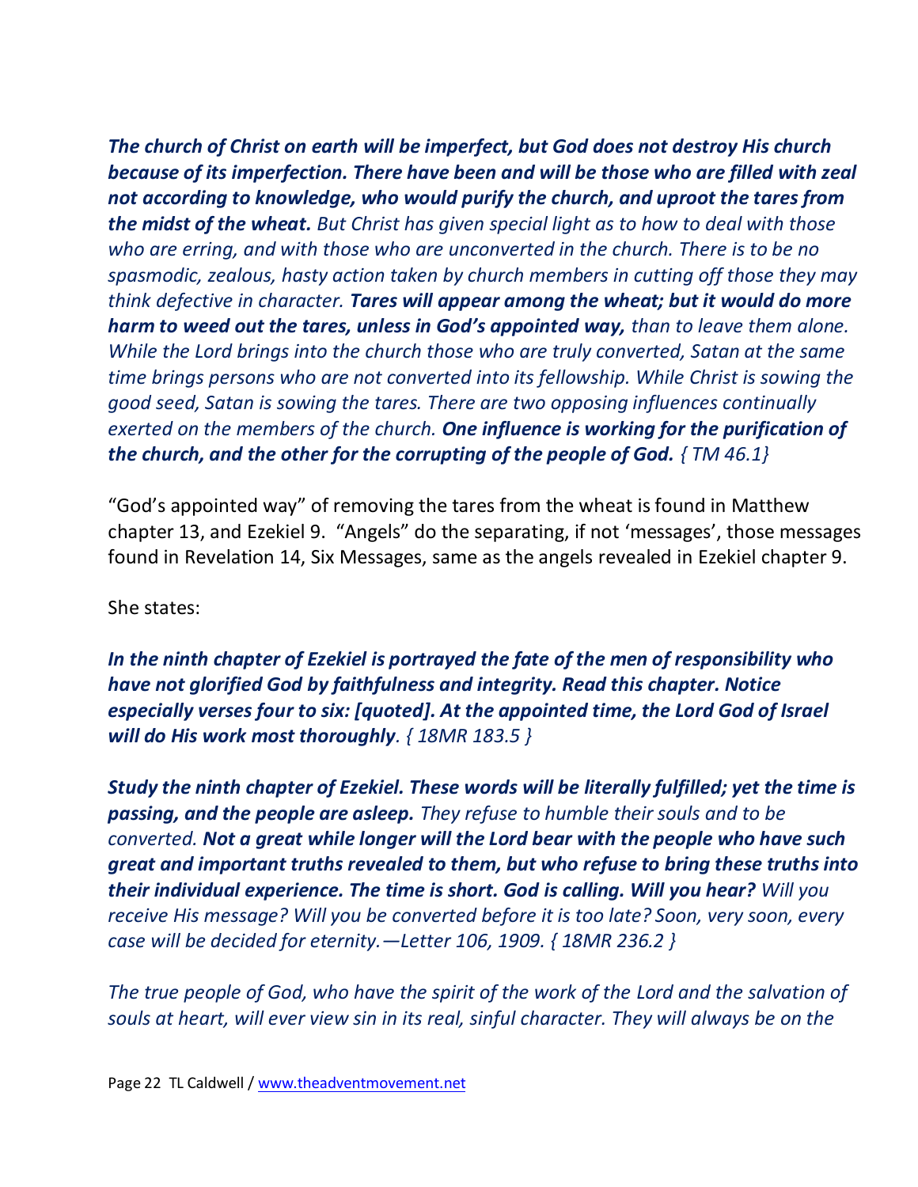***The church of Christ on earth will be imperfect, but God does not destroy His church because of its imperfection. There have been and will be those who are filled with zeal not according to knowledge, who would purify the church, and uproot the tares from the midst of the wheat.*** *But Christ has given special light as to how to deal with those who are erring, and with those who are unconverted in the church. There is to be no spasmodic, zealous, hasty action taken by church members in cutting off those they may think defective in character.* ***Tares will appear among the wheat; but it would do more harm to weed out the tares, unless in God's appointed way,*** *than to leave them alone. While the Lord brings into the church those who are truly converted, Satan at the same time brings persons who are not converted into its fellowship. While Christ is sowing the good seed, Satan is sowing the tares. There are two opposing influences continually exerted on the members of the church.* ***One influence is working for the purification of the church, and the other for the corrupting of the people of God.*** *{ TM 46.1}*

"God's appointed way" of removing the tares from the wheat is found in Matthew chapter 13, and Ezekiel 9. "Angels" do the separating, if not 'messages', those messages found in Revelation 14, Six Messages, same as the angels revealed in Ezekiel chapter 9.

She states:

***In the ninth chapter of Ezekiel is portrayed the fate of the men of responsibility who have not glorified God by faithfulness and integrity. Read this chapter. Notice especially verses four to six: [quoted]. At the appointed time, the Lord God of Israel will do His work most thoroughly****. { 18MR 183.5 }*

***Study the ninth chapter of Ezekiel. These words will be literally fulfilled; yet the time is passing, and the people are asleep.*** *They refuse to humble their souls and to be converted.* ***Not a great while longer will the Lord bear with the people who have such great and important truths revealed to them, but who refuse to bring these truths into their individual experience. The time is short. God is calling. Will you hear?*** *Will you receive His message? Will you be converted before it is too late? Soon, very soon, every case will be decided for eternity.—Letter 106, 1909. { 18MR 236.2 }*

*The true people of God, who have the spirit of the work of the Lord and the salvation of souls at heart, will ever view sin in its real, sinful character. They will always be on the*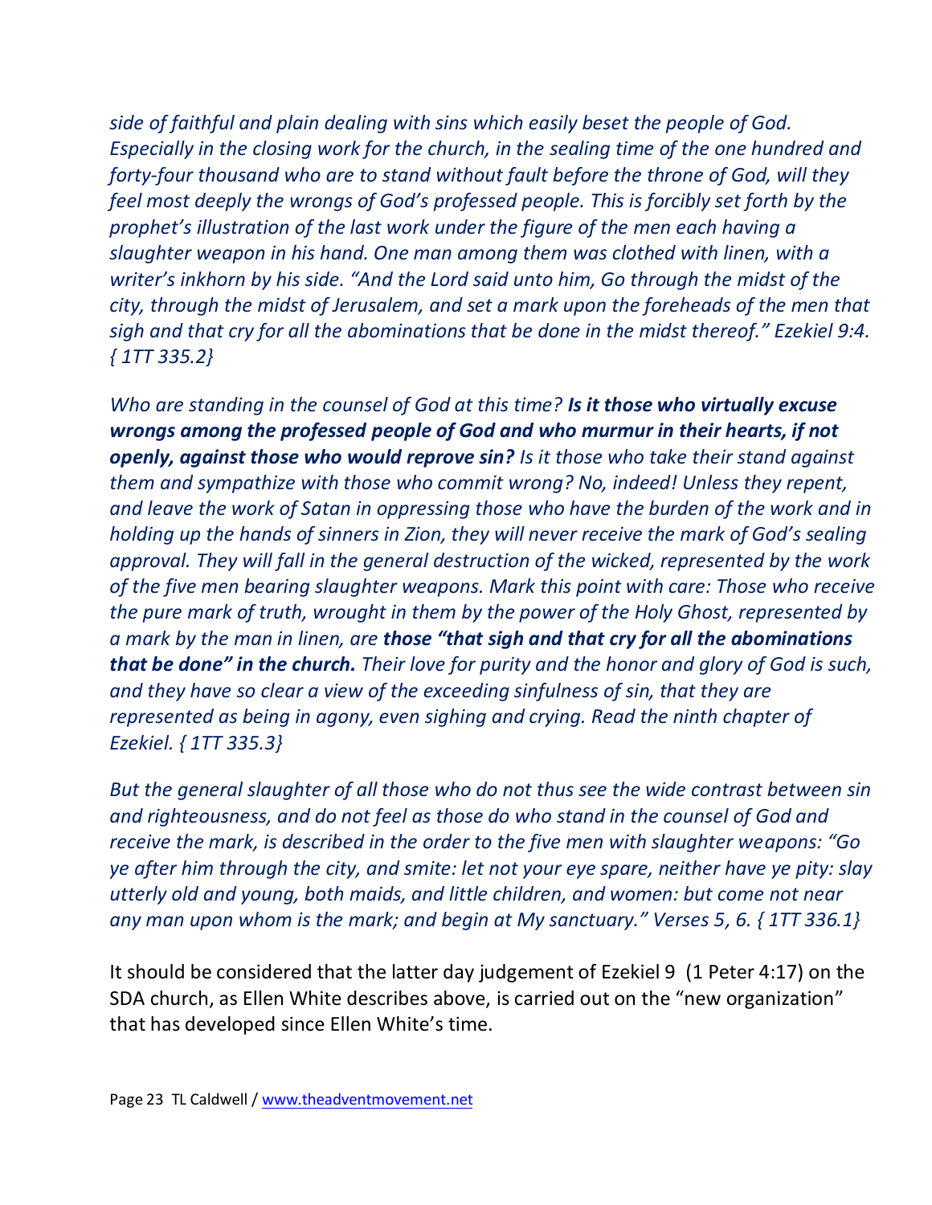*side of faithful and plain dealing with sins which easily beset the people of God. Especially in the closing work for the church, in the sealing time of the one hundred and forty-four thousand who are to stand without fault before the throne of God, will they feel most deeply the wrongs of God's professed people. This is forcibly set forth by the prophet's illustration of the last work under the figure of the men each having a slaughter weapon in his hand. One man among them was clothed with linen, with a writer's inkhorn by his side. "And the Lord said unto him, Go through the midst of the city, through the midst of Jerusalem, and set a mark upon the foreheads of the men that sigh and that cry for all the abominations that be done in the midst thereof." Ezekiel 9:4. { 1TT 335.2}*

*Who are standing in the counsel of God at this time? **Is it those who virtually excuse wrongs among the professed people of God and who murmur in their hearts, if not openly, against those who would reprove sin?** Is it those who take their stand against them and sympathize with those who commit wrong? No, indeed! Unless they repent, and leave the work of Satan in oppressing those who have the burden of the work and in holding up the hands of sinners in Zion, they will never receive the mark of God's sealing approval. They will fall in the general destruction of the wicked, represented by the work of the five men bearing slaughter weapons. Mark this point with care: Those who receive the pure mark of truth, wrought in them by the power of the Holy Ghost, represented by a mark by the man in linen, are **those "that sigh and that cry for all the abominations that be done" in the church.** Their love for purity and the honor and glory of God is such, and they have so clear a view of the exceeding sinfulness of sin, that they are represented as being in agony, even sighing and crying. Read the ninth chapter of Ezekiel. { 1TT 335.3}*

*But the general slaughter of all those who do not thus see the wide contrast between sin and righteousness, and do not feel as those do who stand in the counsel of God and receive the mark, is described in the order to the five men with slaughter weapons: "Go ye after him through the city, and smite: let not your eye spare, neither have ye pity: slay utterly old and young, both maids, and little children, and women: but come not near any man upon whom is the mark; and begin at My sanctuary." Verses 5, 6. { 1TT 336.1}*

It should be considered that the latter day judgement of Ezekiel 9 (1 Peter 4:17) on the SDA church, as Ellen White describes above, is carried out on the "new organization" that has developed since Ellen White's time.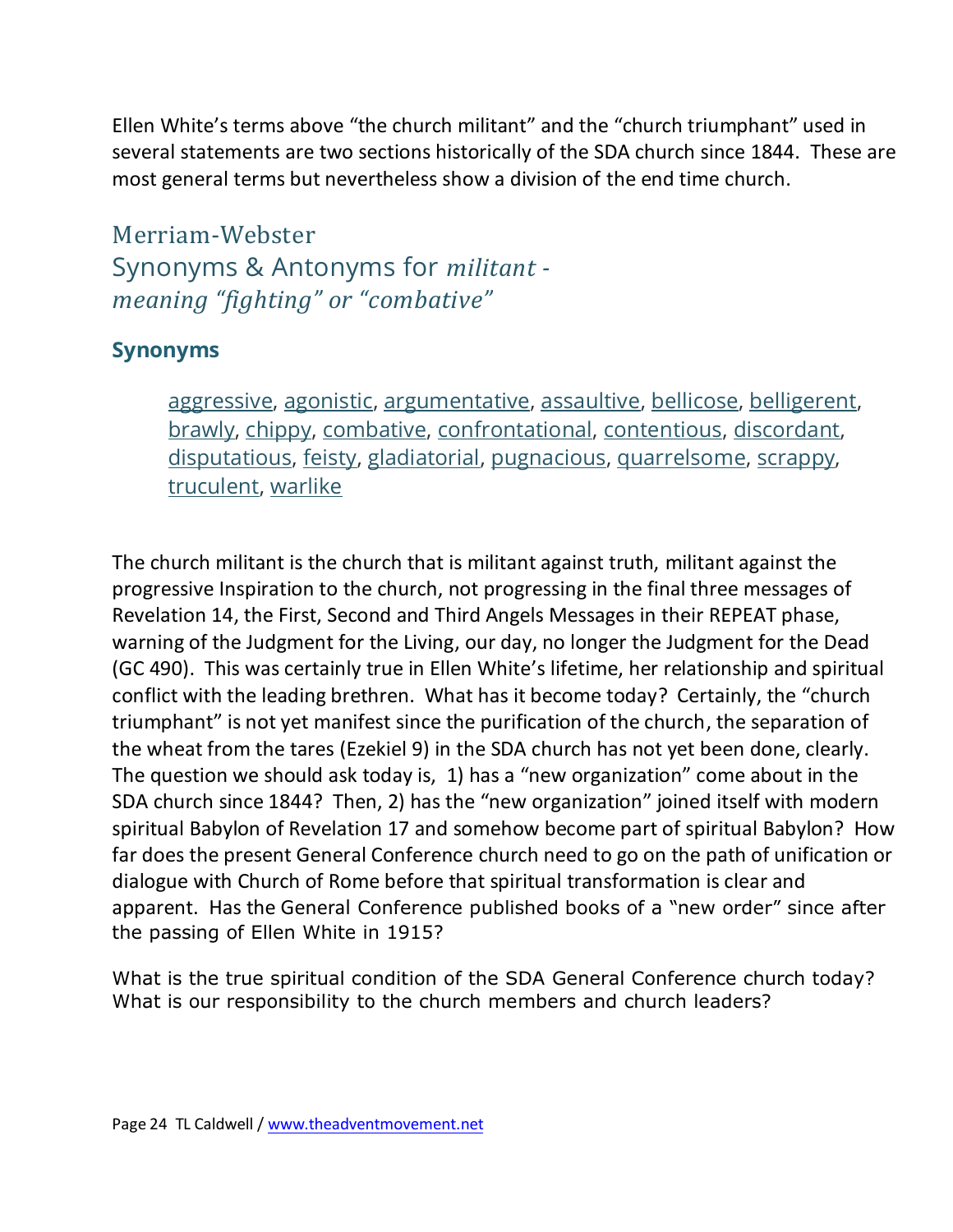Ellen White's terms above "the church militant" and the "church triumphant" used in several statements are two sections historically of the SDA church since 1844. These are most general terms but nevertheless show a division of the end time church.

## Merriam-Webster
## Synonyms & Antonyms for *militant - meaning "fighting" or "combative"*

### Synonyms

> aggressive, agonistic, argumentative, assaultive, bellicose, belligerent, brawly, chippy, combative, confrontational, contentious, discordant, disputatious, feisty, gladiatorial, pugnacious, quarrelsome, scrappy, truculent, warlike

The church militant is the church that is militant against truth, militant against the progressive Inspiration to the church, not progressing in the final three messages of Revelation 14, the First, Second and Third Angels Messages in their REPEAT phase, warning of the Judgment for the Living, our day, no longer the Judgment for the Dead (GC 490). This was certainly true in Ellen White's lifetime, her relationship and spiritual conflict with the leading brethren. What has it become today? Certainly, the "church triumphant" is not yet manifest since the purification of the church, the separation of the wheat from the tares (Ezekiel 9) in the SDA church has not yet been done, clearly. The question we should ask today is, 1) has a "new organization" come about in the SDA church since 1844? Then, 2) has the "new organization" joined itself with modern spiritual Babylon of Revelation 17 and somehow become part of spiritual Babylon? How far does the present General Conference church need to go on the path of unification or dialogue with Church of Rome before that spiritual transformation is clear and apparent. Has the General Conference published books of a "new order" since after the passing of Ellen White in 1915?

What is the true spiritual condition of the SDA General Conference church today? What is our responsibility to the church members and church leaders?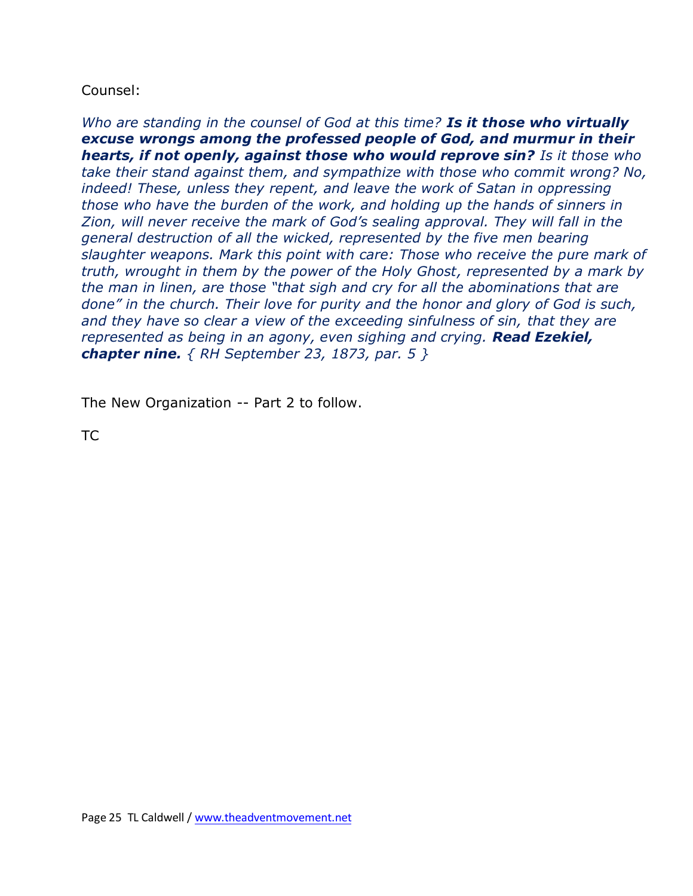Counsel:

*Who are standing in the counsel of God at this time?* ***Is it those who virtually excuse wrongs among the professed people of God, and murmur in their hearts, if not openly, against those who would reprove sin?*** *Is it those who take their stand against them, and sympathize with those who commit wrong? No, indeed! These, unless they repent, and leave the work of Satan in oppressing those who have the burden of the work, and holding up the hands of sinners in Zion, will never receive the mark of God's sealing approval. They will fall in the general destruction of all the wicked, represented by the five men bearing slaughter weapons. Mark this point with care: Those who receive the pure mark of truth, wrought in them by the power of the Holy Ghost, represented by a mark by the man in linen, are those "that sigh and cry for all the abominations that are done" in the church. Their love for purity and the honor and glory of God is such, and they have so clear a view of the exceeding sinfulness of sin, that they are represented as being in an agony, even sighing and crying.* ***Read Ezekiel, chapter nine.*** *{ RH September 23, 1873, par. 5 }*

The New Organization -- Part 2 to follow.

TC